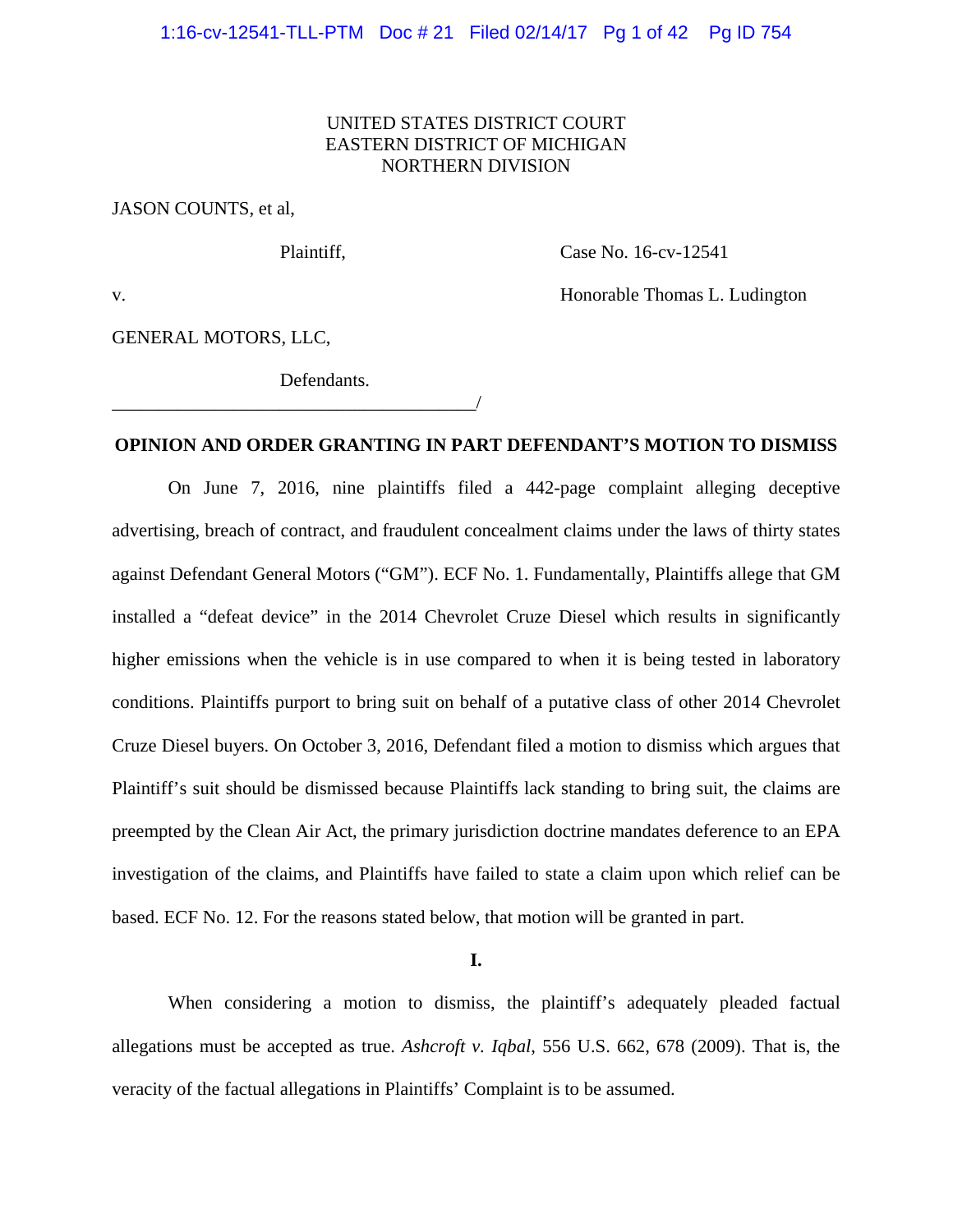UNITED STATES DISTRICT COURT
EASTERN DISTRICT OF MICHIGAN
NORTHERN DIVISION

JASON COUNTS, et al,

Plaintiff,

Case No. 16-cv-12541

v.

Honorable Thomas L. Ludington

GENERAL MOTORS, LLC,

Defendants.

_______________________________________/

**OPINION AND ORDER GRANTING IN PART DEFENDANT'S MOTION TO DISMISS**

On June 7, 2016, nine plaintiffs filed a 442-page complaint alleging deceptive advertising, breach of contract, and fraudulent concealment claims under the laws of thirty states against Defendant General Motors ("GM"). ECF No. 1. Fundamentally, Plaintiffs allege that GM installed a "defeat device" in the 2014 Chevrolet Cruze Diesel which results in significantly higher emissions when the vehicle is in use compared to when it is being tested in laboratory conditions. Plaintiffs purport to bring suit on behalf of a putative class of other 2014 Chevrolet Cruze Diesel buyers. On October 3, 2016, Defendant filed a motion to dismiss which argues that Plaintiff's suit should be dismissed because Plaintiffs lack standing to bring suit, the claims are preempted by the Clean Air Act, the primary jurisdiction doctrine mandates deference to an EPA investigation of the claims, and Plaintiffs have failed to state a claim upon which relief can be based. ECF No. 12. For the reasons stated below, that motion will be granted in part.

**I.**

When considering a motion to dismiss, the plaintiff's adequately pleaded factual allegations must be accepted as true. *Ashcroft v. Iqbal*, 556 U.S. 662, 678 (2009). That is, the veracity of the factual allegations in Plaintiffs' Complaint is to be assumed.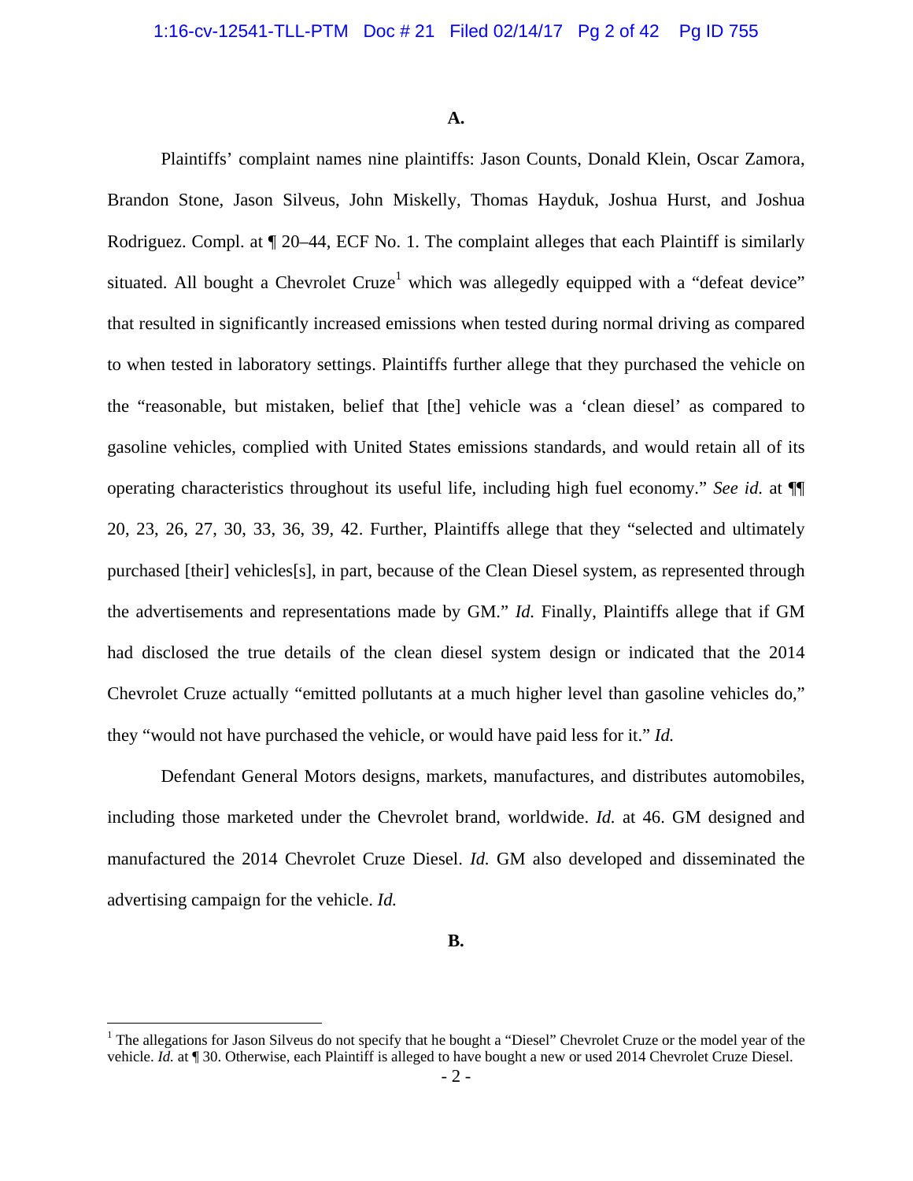**A.**

Plaintiffs' complaint names nine plaintiffs: Jason Counts, Donald Klein, Oscar Zamora, Brandon Stone, Jason Silveus, John Miskelly, Thomas Hayduk, Joshua Hurst, and Joshua Rodriguez. Compl. at ¶ 20–44, ECF No. 1. The complaint alleges that each Plaintiff is similarly situated. All bought a Chevrolet Cruze[1] which was allegedly equipped with a "defeat device" that resulted in significantly increased emissions when tested during normal driving as compared to when tested in laboratory settings. Plaintiffs further allege that they purchased the vehicle on the "reasonable, but mistaken, belief that [the] vehicle was a 'clean diesel' as compared to gasoline vehicles, complied with United States emissions standards, and would retain all of its operating characteristics throughout its useful life, including high fuel economy." *See id.* at ¶¶ 20, 23, 26, 27, 30, 33, 36, 39, 42. Further, Plaintiffs allege that they "selected and ultimately purchased [their] vehicles[s], in part, because of the Clean Diesel system, as represented through the advertisements and representations made by GM." *Id.* Finally, Plaintiffs allege that if GM had disclosed the true details of the clean diesel system design or indicated that the 2014 Chevrolet Cruze actually "emitted pollutants at a much higher level than gasoline vehicles do," they "would not have purchased the vehicle, or would have paid less for it." *Id.*

Defendant General Motors designs, markets, manufactures, and distributes automobiles, including those marketed under the Chevrolet brand, worldwide. *Id.* at 46. GM designed and manufactured the 2014 Chevrolet Cruze Diesel. *Id.* GM also developed and disseminated the advertising campaign for the vehicle. *Id.*

**B.**

[1] The allegations for Jason Silveus do not specify that he bought a "Diesel" Chevrolet Cruze or the model year of the vehicle. *Id.* at ¶ 30. Otherwise, each Plaintiff is alleged to have bought a new or used 2014 Chevrolet Cruze Diesel.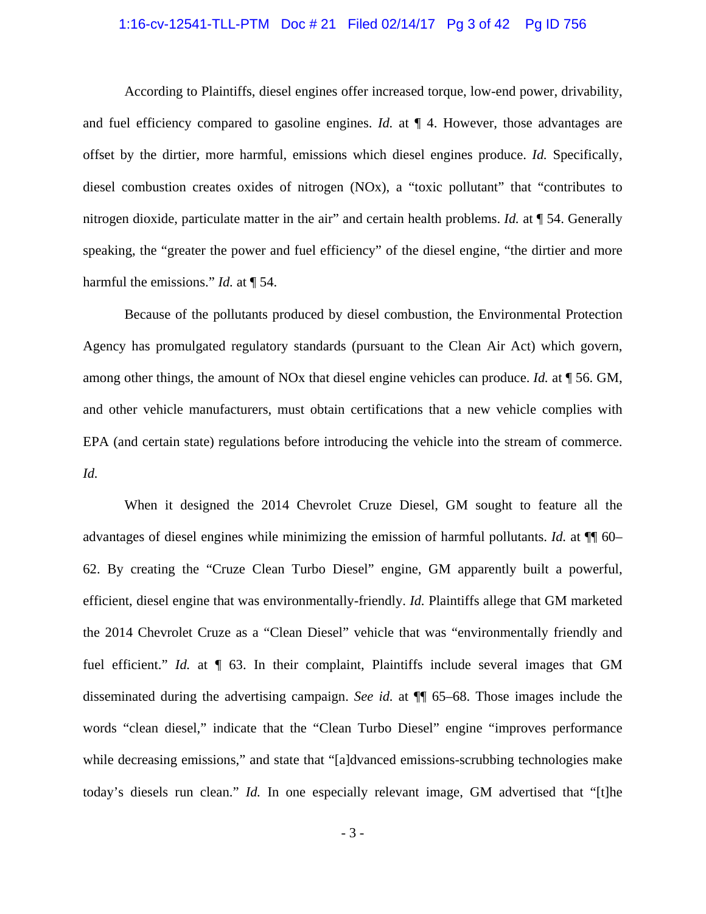According to Plaintiffs, diesel engines offer increased torque, low-end power, drivability, and fuel efficiency compared to gasoline engines. *Id.* at ¶ 4. However, those advantages are offset by the dirtier, more harmful, emissions which diesel engines produce. *Id.* Specifically, diesel combustion creates oxides of nitrogen (NOx), a "toxic pollutant" that "contributes to nitrogen dioxide, particulate matter in the air" and certain health problems. *Id.* at ¶ 54. Generally speaking, the "greater the power and fuel efficiency" of the diesel engine, "the dirtier and more harmful the emissions." *Id.* at ¶ 54.

Because of the pollutants produced by diesel combustion, the Environmental Protection Agency has promulgated regulatory standards (pursuant to the Clean Air Act) which govern, among other things, the amount of NOx that diesel engine vehicles can produce. *Id.* at ¶ 56. GM, and other vehicle manufacturers, must obtain certifications that a new vehicle complies with EPA (and certain state) regulations before introducing the vehicle into the stream of commerce. *Id.*

When it designed the 2014 Chevrolet Cruze Diesel, GM sought to feature all the advantages of diesel engines while minimizing the emission of harmful pollutants. *Id.* at ¶¶ 60–62. By creating the "Cruze Clean Turbo Diesel" engine, GM apparently built a powerful, efficient, diesel engine that was environmentally-friendly. *Id.* Plaintiffs allege that GM marketed the 2014 Chevrolet Cruze as a "Clean Diesel" vehicle that was "environmentally friendly and fuel efficient." *Id.* at ¶ 63. In their complaint, Plaintiffs include several images that GM disseminated during the advertising campaign. *See id.* at ¶¶ 65–68. Those images include the words "clean diesel," indicate that the "Clean Turbo Diesel" engine "improves performance while decreasing emissions," and state that "[a]dvanced emissions-scrubbing technologies make today's diesels run clean." *Id.* In one especially relevant image, GM advertised that "[t]he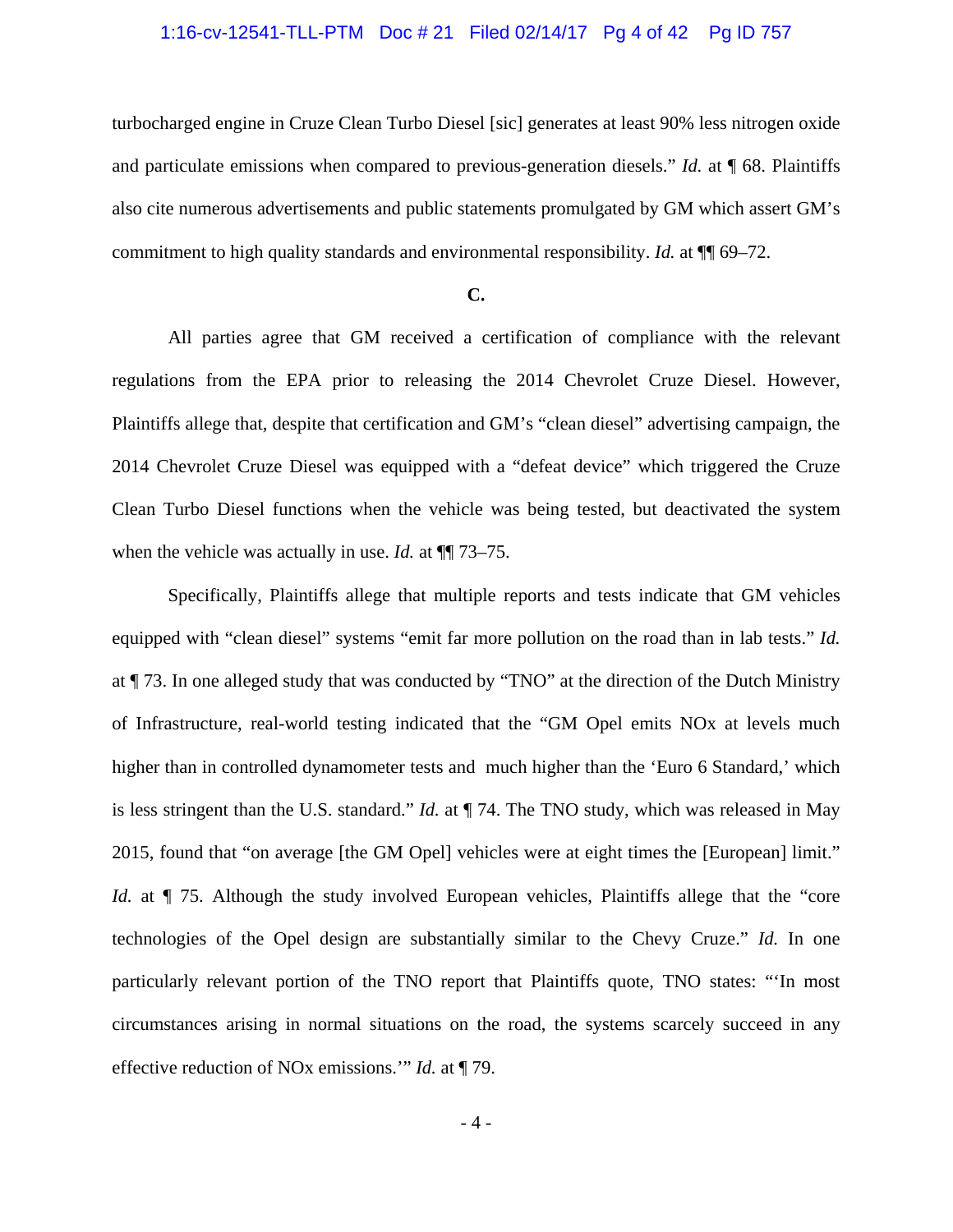turbocharged engine in Cruze Clean Turbo Diesel [sic] generates at least 90% less nitrogen oxide and particulate emissions when compared to previous-generation diesels." *Id.* at ¶ 68. Plaintiffs also cite numerous advertisements and public statements promulgated by GM which assert GM's commitment to high quality standards and environmental responsibility. *Id.* at ¶¶ 69–72.

**C.**

All parties agree that GM received a certification of compliance with the relevant regulations from the EPA prior to releasing the 2014 Chevrolet Cruze Diesel. However, Plaintiffs allege that, despite that certification and GM's "clean diesel" advertising campaign, the 2014 Chevrolet Cruze Diesel was equipped with a "defeat device" which triggered the Cruze Clean Turbo Diesel functions when the vehicle was being tested, but deactivated the system when the vehicle was actually in use. *Id.* at ¶¶ 73–75.

Specifically, Plaintiffs allege that multiple reports and tests indicate that GM vehicles equipped with "clean diesel" systems "emit far more pollution on the road than in lab tests." *Id.* at ¶ 73. In one alleged study that was conducted by "TNO" at the direction of the Dutch Ministry of Infrastructure, real-world testing indicated that the "GM Opel emits NOx at levels much higher than in controlled dynamometer tests and much higher than the 'Euro 6 Standard,' which is less stringent than the U.S. standard." *Id.* at ¶ 74. The TNO study, which was released in May 2015, found that "on average [the GM Opel] vehicles were at eight times the [European] limit." *Id.* at ¶ 75. Although the study involved European vehicles, Plaintiffs allege that the "core technologies of the Opel design are substantially similar to the Chevy Cruze." *Id.* In one particularly relevant portion of the TNO report that Plaintiffs quote, TNO states: "'In most circumstances arising in normal situations on the road, the systems scarcely succeed in any effective reduction of NOx emissions.'" *Id.* at ¶ 79.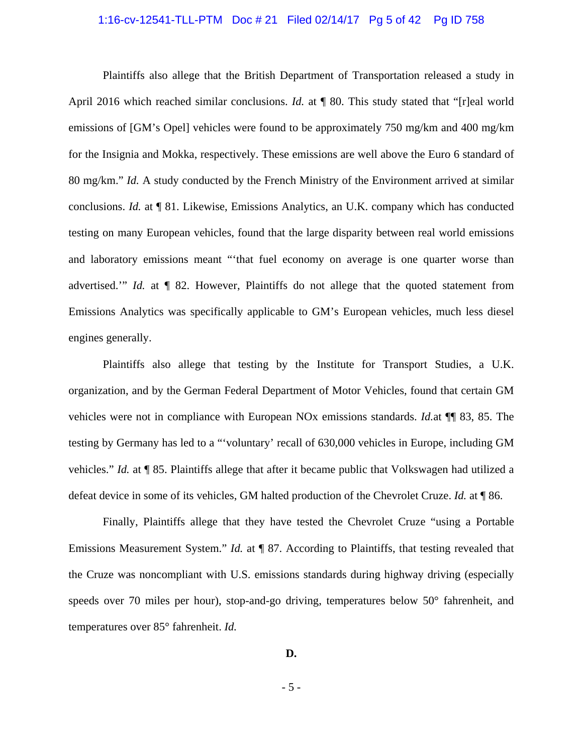Plaintiffs also allege that the British Department of Transportation released a study in April 2016 which reached similar conclusions. *Id.* at ¶ 80. This study stated that "[r]eal world emissions of [GM's Opel] vehicles were found to be approximately 750 mg/km and 400 mg/km for the Insignia and Mokka, respectively. These emissions are well above the Euro 6 standard of 80 mg/km." *Id.* A study conducted by the French Ministry of the Environment arrived at similar conclusions. *Id.* at ¶ 81. Likewise, Emissions Analytics, an U.K. company which has conducted testing on many European vehicles, found that the large disparity between real world emissions and laboratory emissions meant "'that fuel economy on average is one quarter worse than advertised.'" *Id.* at ¶ 82. However, Plaintiffs do not allege that the quoted statement from Emissions Analytics was specifically applicable to GM's European vehicles, much less diesel engines generally.

Plaintiffs also allege that testing by the Institute for Transport Studies, a U.K. organization, and by the German Federal Department of Motor Vehicles, found that certain GM vehicles were not in compliance with European NOx emissions standards. *Id.*at ¶¶ 83, 85. The testing by Germany has led to a "'voluntary' recall of 630,000 vehicles in Europe, including GM vehicles." *Id.* at ¶ 85. Plaintiffs allege that after it became public that Volkswagen had utilized a defeat device in some of its vehicles, GM halted production of the Chevrolet Cruze. *Id.* at ¶ 86.

Finally, Plaintiffs allege that they have tested the Chevrolet Cruze "using a Portable Emissions Measurement System." *Id.* at ¶ 87. According to Plaintiffs, that testing revealed that the Cruze was noncompliant with U.S. emissions standards during highway driving (especially speeds over 70 miles per hour), stop-and-go driving, temperatures below 50° fahrenheit, and temperatures over 85° fahrenheit. *Id.*

**D.**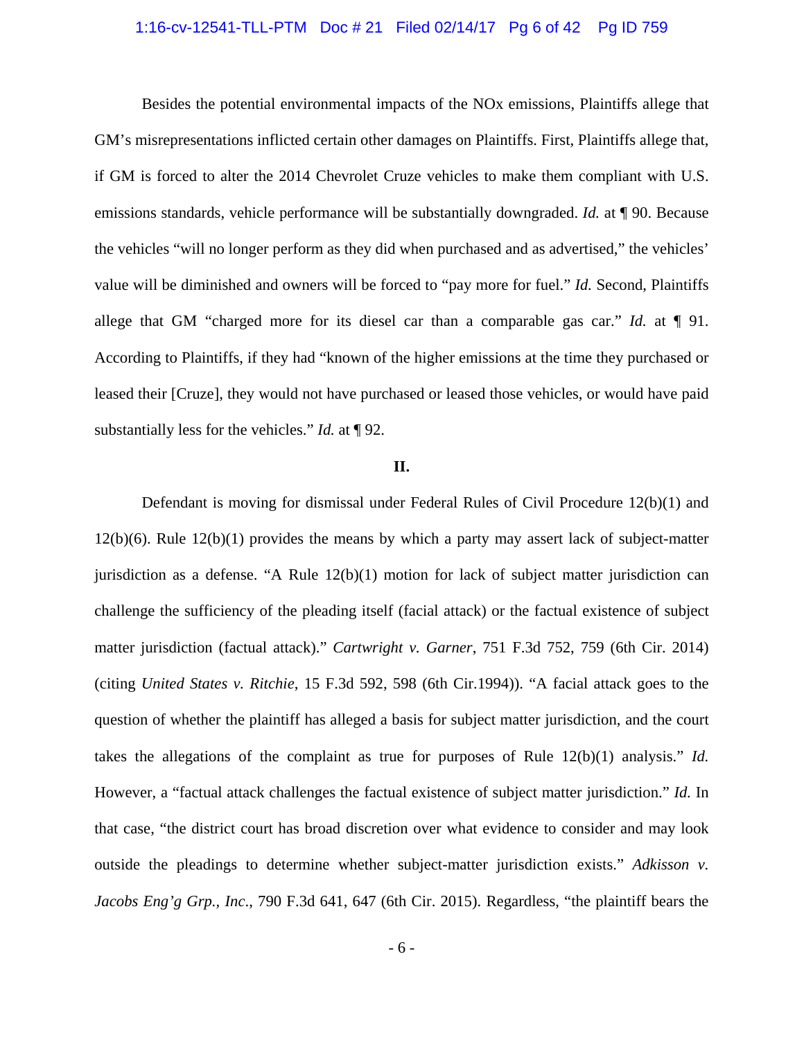Besides the potential environmental impacts of the NOx emissions, Plaintiffs allege that GM's misrepresentations inflicted certain other damages on Plaintiffs. First, Plaintiffs allege that, if GM is forced to alter the 2014 Chevrolet Cruze vehicles to make them compliant with U.S. emissions standards, vehicle performance will be substantially downgraded. *Id.* at ¶ 90. Because the vehicles "will no longer perform as they did when purchased and as advertised," the vehicles' value will be diminished and owners will be forced to "pay more for fuel." *Id.* Second, Plaintiffs allege that GM "charged more for its diesel car than a comparable gas car." *Id.* at ¶ 91. According to Plaintiffs, if they had "known of the higher emissions at the time they purchased or leased their [Cruze], they would not have purchased or leased those vehicles, or would have paid substantially less for the vehicles." *Id.* at ¶ 92.

**II.**

Defendant is moving for dismissal under Federal Rules of Civil Procedure 12(b)(1) and 12(b)(6). Rule 12(b)(1) provides the means by which a party may assert lack of subject-matter jurisdiction as a defense. "A Rule 12(b)(1) motion for lack of subject matter jurisdiction can challenge the sufficiency of the pleading itself (facial attack) or the factual existence of subject matter jurisdiction (factual attack)." *Cartwright v. Garner*, 751 F.3d 752, 759 (6th Cir. 2014) (citing *United States v. Ritchie*, 15 F.3d 592, 598 (6th Cir.1994)). "A facial attack goes to the question of whether the plaintiff has alleged a basis for subject matter jurisdiction, and the court takes the allegations of the complaint as true for purposes of Rule 12(b)(1) analysis." *Id.* However, a "factual attack challenges the factual existence of subject matter jurisdiction." *Id.* In that case, "the district court has broad discretion over what evidence to consider and may look outside the pleadings to determine whether subject-matter jurisdiction exists." *Adkisson v. Jacobs Eng'g Grp., Inc.*, 790 F.3d 641, 647 (6th Cir. 2015). Regardless, "the plaintiff bears the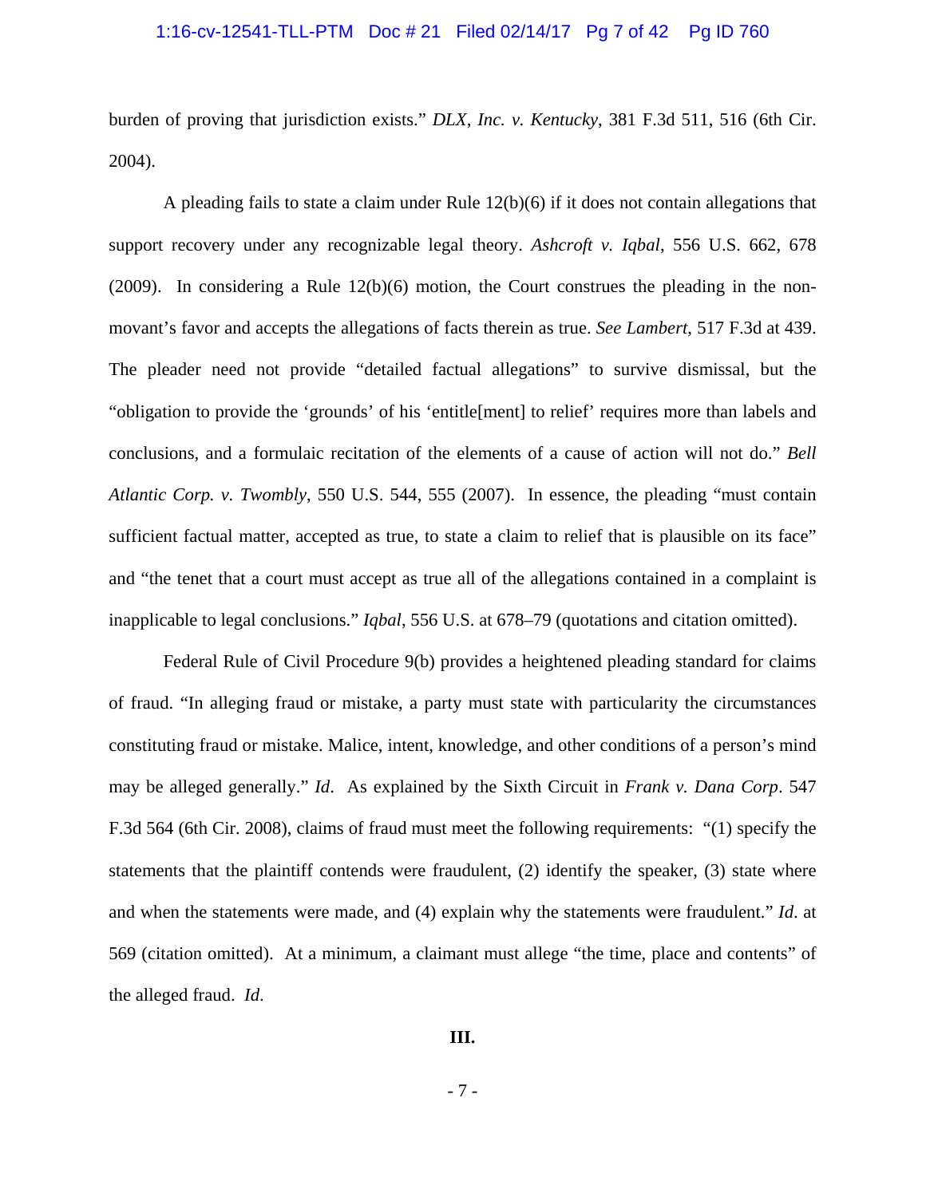burden of proving that jurisdiction exists." *DLX, Inc. v. Kentucky*, 381 F.3d 511, 516 (6th Cir. 2004).

A pleading fails to state a claim under Rule 12(b)(6) if it does not contain allegations that support recovery under any recognizable legal theory. *Ashcroft v. Iqbal*, 556 U.S. 662, 678 (2009). In considering a Rule 12(b)(6) motion, the Court construes the pleading in the non-movant's favor and accepts the allegations of facts therein as true. *See Lambert*, 517 F.3d at 439. The pleader need not provide "detailed factual allegations" to survive dismissal, but the "obligation to provide the 'grounds' of his 'entitle[ment] to relief' requires more than labels and conclusions, and a formulaic recitation of the elements of a cause of action will not do." *Bell Atlantic Corp. v. Twombly*, 550 U.S. 544, 555 (2007). In essence, the pleading "must contain sufficient factual matter, accepted as true, to state a claim to relief that is plausible on its face" and "the tenet that a court must accept as true all of the allegations contained in a complaint is inapplicable to legal conclusions." *Iqbal*, 556 U.S. at 678–79 (quotations and citation omitted).

Federal Rule of Civil Procedure 9(b) provides a heightened pleading standard for claims of fraud. "In alleging fraud or mistake, a party must state with particularity the circumstances constituting fraud or mistake. Malice, intent, knowledge, and other conditions of a person's mind may be alleged generally." *Id*. As explained by the Sixth Circuit in *Frank v. Dana Corp*. 547 F.3d 564 (6th Cir. 2008), claims of fraud must meet the following requirements: "(1) specify the statements that the plaintiff contends were fraudulent, (2) identify the speaker, (3) state where and when the statements were made, and (4) explain why the statements were fraudulent." *Id*. at 569 (citation omitted). At a minimum, a claimant must allege "the time, place and contents" of the alleged fraud. *Id*.

**III.**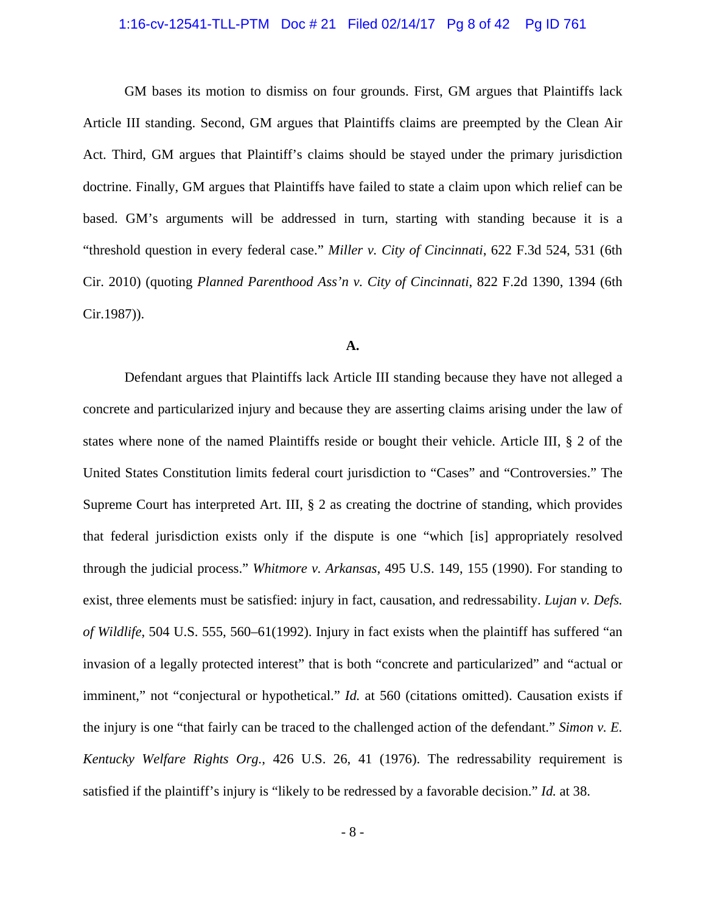GM bases its motion to dismiss on four grounds. First, GM argues that Plaintiffs lack Article III standing. Second, GM argues that Plaintiffs claims are preempted by the Clean Air Act. Third, GM argues that Plaintiff's claims should be stayed under the primary jurisdiction doctrine. Finally, GM argues that Plaintiffs have failed to state a claim upon which relief can be based. GM's arguments will be addressed in turn, starting with standing because it is a "threshold question in every federal case." *Miller v. City of Cincinnati*, 622 F.3d 524, 531 (6th Cir. 2010) (quoting *Planned Parenthood Ass'n v. City of Cincinnati*, 822 F.2d 1390, 1394 (6th Cir.1987)).

**A.**

Defendant argues that Plaintiffs lack Article III standing because they have not alleged a concrete and particularized injury and because they are asserting claims arising under the law of states where none of the named Plaintiffs reside or bought their vehicle. Article III, § 2 of the United States Constitution limits federal court jurisdiction to "Cases" and "Controversies." The Supreme Court has interpreted Art. III, § 2 as creating the doctrine of standing, which provides that federal jurisdiction exists only if the dispute is one "which [is] appropriately resolved through the judicial process." *Whitmore v. Arkansas*, 495 U.S. 149, 155 (1990). For standing to exist, three elements must be satisfied: injury in fact, causation, and redressability. *Lujan v. Defs. of Wildlife*, 504 U.S. 555, 560–61(1992). Injury in fact exists when the plaintiff has suffered "an invasion of a legally protected interest" that is both "concrete and particularized" and "actual or imminent," not "conjectural or hypothetical." *Id.* at 560 (citations omitted). Causation exists if the injury is one "that fairly can be traced to the challenged action of the defendant." *Simon v. E. Kentucky Welfare Rights Org.*, 426 U.S. 26, 41 (1976). The redressability requirement is satisfied if the plaintiff's injury is "likely to be redressed by a favorable decision." *Id.* at 38.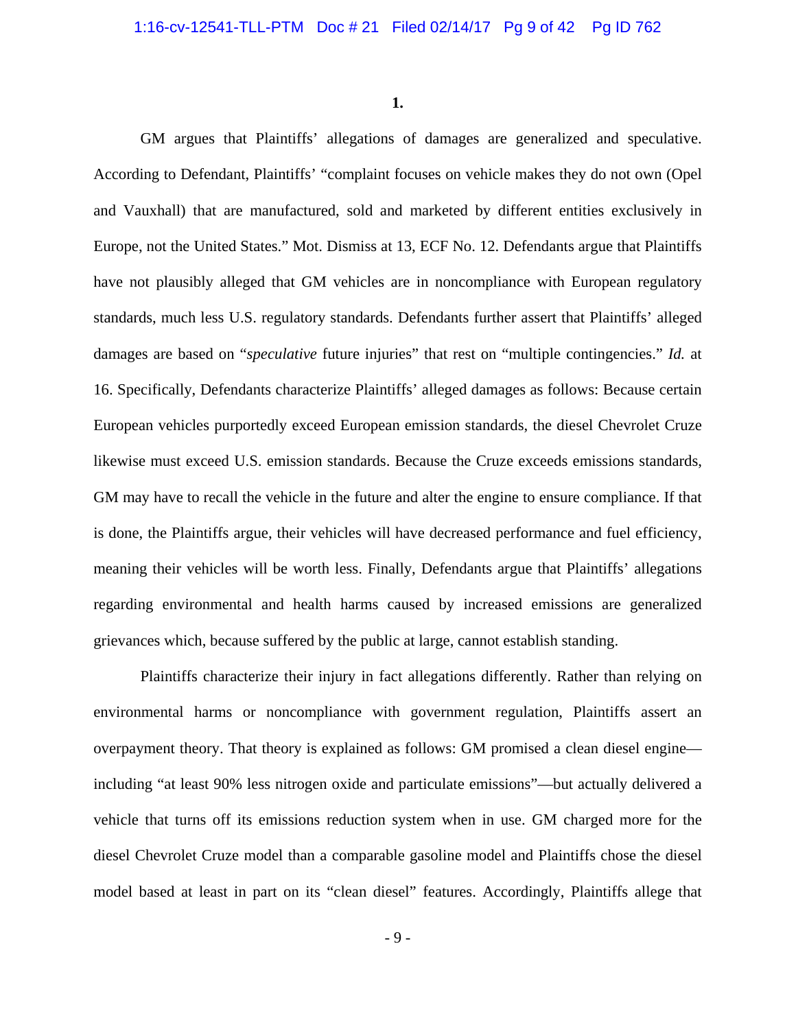**1.**

GM argues that Plaintiffs' allegations of damages are generalized and speculative. According to Defendant, Plaintiffs' "complaint focuses on vehicle makes they do not own (Opel and Vauxhall) that are manufactured, sold and marketed by different entities exclusively in Europe, not the United States." Mot. Dismiss at 13, ECF No. 12. Defendants argue that Plaintiffs have not plausibly alleged that GM vehicles are in noncompliance with European regulatory standards, much less U.S. regulatory standards. Defendants further assert that Plaintiffs' alleged damages are based on "*speculative* future injuries" that rest on "multiple contingencies." *Id.* at 16. Specifically, Defendants characterize Plaintiffs' alleged damages as follows: Because certain European vehicles purportedly exceed European emission standards, the diesel Chevrolet Cruze likewise must exceed U.S. emission standards. Because the Cruze exceeds emissions standards, GM may have to recall the vehicle in the future and alter the engine to ensure compliance. If that is done, the Plaintiffs argue, their vehicles will have decreased performance and fuel efficiency, meaning their vehicles will be worth less. Finally, Defendants argue that Plaintiffs' allegations regarding environmental and health harms caused by increased emissions are generalized grievances which, because suffered by the public at large, cannot establish standing.

Plaintiffs characterize their injury in fact allegations differently. Rather than relying on environmental harms or noncompliance with government regulation, Plaintiffs assert an overpayment theory. That theory is explained as follows: GM promised a clean diesel engine—including "at least 90% less nitrogen oxide and particulate emissions"—but actually delivered a vehicle that turns off its emissions reduction system when in use. GM charged more for the diesel Chevrolet Cruze model than a comparable gasoline model and Plaintiffs chose the diesel model based at least in part on its "clean diesel" features. Accordingly, Plaintiffs allege that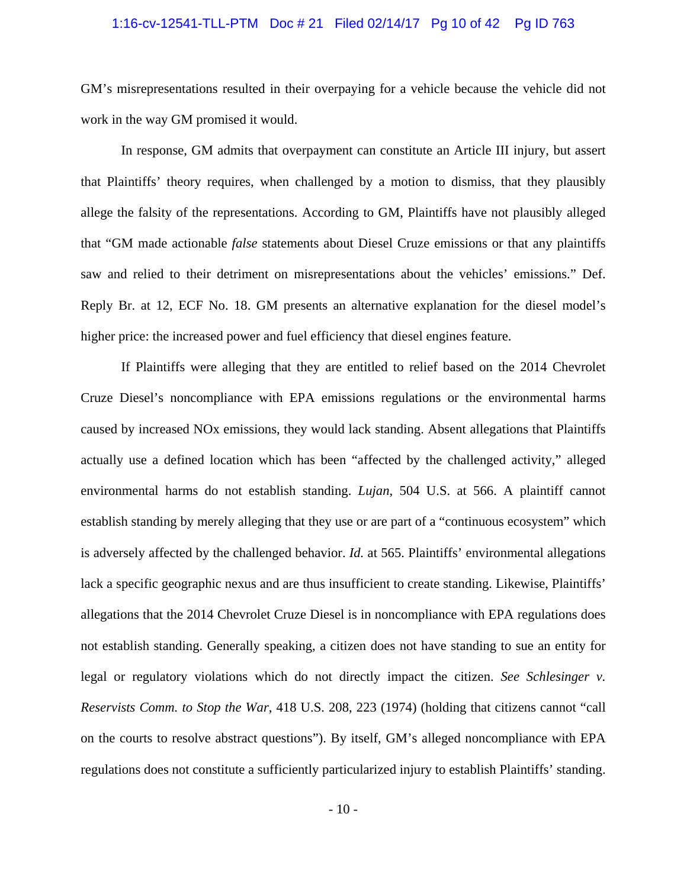GM's misrepresentations resulted in their overpaying for a vehicle because the vehicle did not work in the way GM promised it would.

In response, GM admits that overpayment can constitute an Article III injury, but assert that Plaintiffs' theory requires, when challenged by a motion to dismiss, that they plausibly allege the falsity of the representations. According to GM, Plaintiffs have not plausibly alleged that "GM made actionable *false* statements about Diesel Cruze emissions or that any plaintiffs saw and relied to their detriment on misrepresentations about the vehicles' emissions." Def. Reply Br. at 12, ECF No. 18. GM presents an alternative explanation for the diesel model's higher price: the increased power and fuel efficiency that diesel engines feature.

If Plaintiffs were alleging that they are entitled to relief based on the 2014 Chevrolet Cruze Diesel's noncompliance with EPA emissions regulations or the environmental harms caused by increased NOx emissions, they would lack standing. Absent allegations that Plaintiffs actually use a defined location which has been "affected by the challenged activity," alleged environmental harms do not establish standing. *Lujan*, 504 U.S. at 566. A plaintiff cannot establish standing by merely alleging that they use or are part of a "continuous ecosystem" which is adversely affected by the challenged behavior. *Id.* at 565. Plaintiffs' environmental allegations lack a specific geographic nexus and are thus insufficient to create standing. Likewise, Plaintiffs' allegations that the 2014 Chevrolet Cruze Diesel is in noncompliance with EPA regulations does not establish standing. Generally speaking, a citizen does not have standing to sue an entity for legal or regulatory violations which do not directly impact the citizen. *See Schlesinger v. Reservists Comm. to Stop the War*, 418 U.S. 208, 223 (1974) (holding that citizens cannot "call on the courts to resolve abstract questions"). By itself, GM's alleged noncompliance with EPA regulations does not constitute a sufficiently particularized injury to establish Plaintiffs' standing.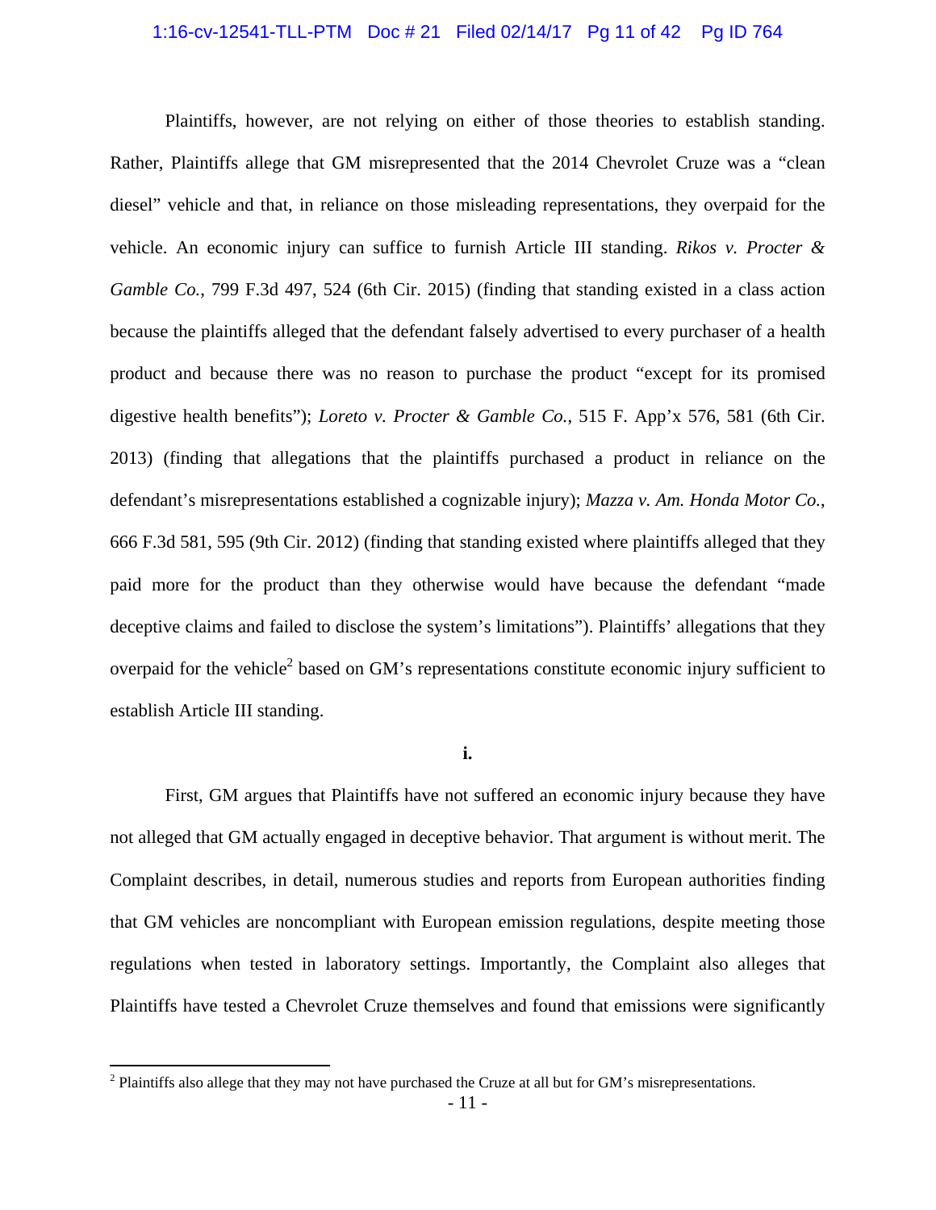Plaintiffs, however, are not relying on either of those theories to establish standing. Rather, Plaintiffs allege that GM misrepresented that the 2014 Chevrolet Cruze was a "clean diesel" vehicle and that, in reliance on those misleading representations, they overpaid for the vehicle. An economic injury can suffice to furnish Article III standing. *Rikos v. Procter & Gamble Co.*, 799 F.3d 497, 524 (6th Cir. 2015) (finding that standing existed in a class action because the plaintiffs alleged that the defendant falsely advertised to every purchaser of a health product and because there was no reason to purchase the product "except for its promised digestive health benefits"); *Loreto v. Procter & Gamble Co.*, 515 F. App'x 576, 581 (6th Cir. 2013) (finding that allegations that the plaintiffs purchased a product in reliance on the defendant's misrepresentations established a cognizable injury); *Mazza v. Am. Honda Motor Co.*, 666 F.3d 581, 595 (9th Cir. 2012) (finding that standing existed where plaintiffs alleged that they paid more for the product than they otherwise would have because the defendant "made deceptive claims and failed to disclose the system's limitations"). Plaintiffs' allegations that they overpaid for the vehicle[2] based on GM's representations constitute economic injury sufficient to establish Article III standing.

**i.**

First, GM argues that Plaintiffs have not suffered an economic injury because they have not alleged that GM actually engaged in deceptive behavior. That argument is without merit. The Complaint describes, in detail, numerous studies and reports from European authorities finding that GM vehicles are noncompliant with European emission regulations, despite meeting those regulations when tested in laboratory settings. Importantly, the Complaint also alleges that Plaintiffs have tested a Chevrolet Cruze themselves and found that emissions were significantly

[2] Plaintiffs also allege that they may not have purchased the Cruze at all but for GM's misrepresentations.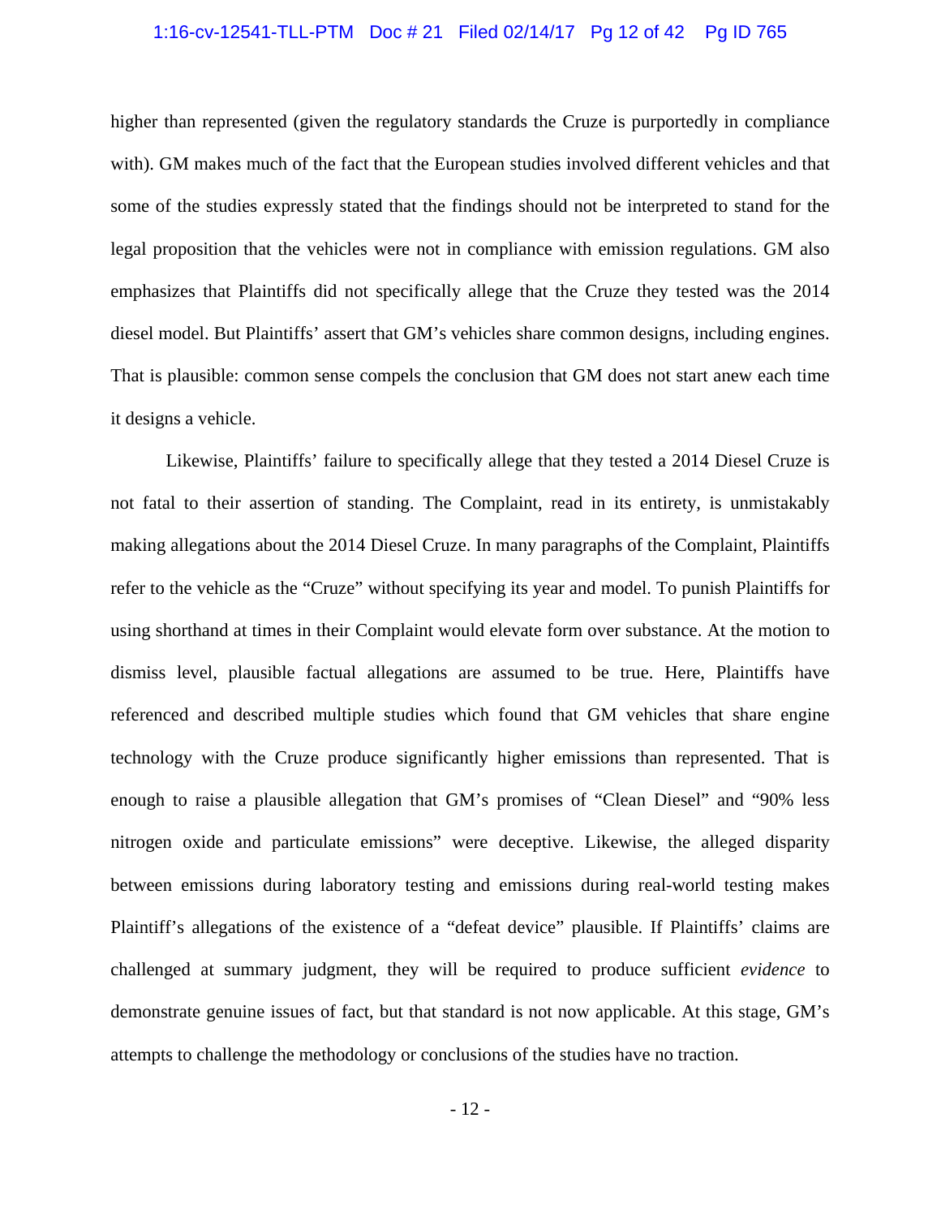higher than represented (given the regulatory standards the Cruze is purportedly in compliance with). GM makes much of the fact that the European studies involved different vehicles and that some of the studies expressly stated that the findings should not be interpreted to stand for the legal proposition that the vehicles were not in compliance with emission regulations. GM also emphasizes that Plaintiffs did not specifically allege that the Cruze they tested was the 2014 diesel model. But Plaintiffs' assert that GM's vehicles share common designs, including engines. That is plausible: common sense compels the conclusion that GM does not start anew each time it designs a vehicle.

Likewise, Plaintiffs' failure to specifically allege that they tested a 2014 Diesel Cruze is not fatal to their assertion of standing. The Complaint, read in its entirety, is unmistakably making allegations about the 2014 Diesel Cruze. In many paragraphs of the Complaint, Plaintiffs refer to the vehicle as the "Cruze" without specifying its year and model. To punish Plaintiffs for using shorthand at times in their Complaint would elevate form over substance. At the motion to dismiss level, plausible factual allegations are assumed to be true. Here, Plaintiffs have referenced and described multiple studies which found that GM vehicles that share engine technology with the Cruze produce significantly higher emissions than represented. That is enough to raise a plausible allegation that GM's promises of "Clean Diesel" and "90% less nitrogen oxide and particulate emissions" were deceptive. Likewise, the alleged disparity between emissions during laboratory testing and emissions during real-world testing makes Plaintiff's allegations of the existence of a "defeat device" plausible. If Plaintiffs' claims are challenged at summary judgment, they will be required to produce sufficient *evidence* to demonstrate genuine issues of fact, but that standard is not now applicable. At this stage, GM's attempts to challenge the methodology or conclusions of the studies have no traction.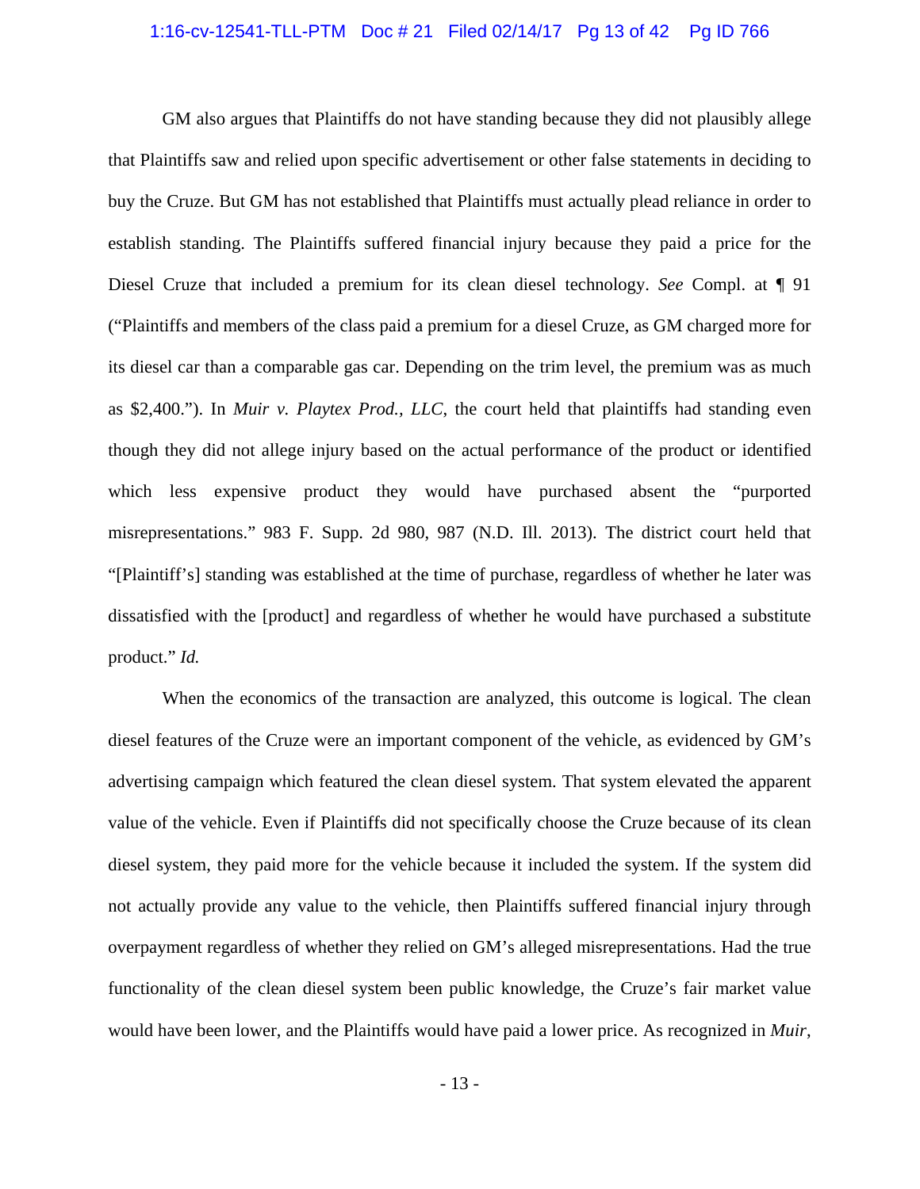GM also argues that Plaintiffs do not have standing because they did not plausibly allege that Plaintiffs saw and relied upon specific advertisement or other false statements in deciding to buy the Cruze. But GM has not established that Plaintiffs must actually plead reliance in order to establish standing. The Plaintiffs suffered financial injury because they paid a price for the Diesel Cruze that included a premium for its clean diesel technology. *See* Compl. at ¶ 91 ("Plaintiffs and members of the class paid a premium for a diesel Cruze, as GM charged more for its diesel car than a comparable gas car. Depending on the trim level, the premium was as much as $2,400."). In *Muir v. Playtex Prod., LLC*, the court held that plaintiffs had standing even though they did not allege injury based on the actual performance of the product or identified which less expensive product they would have purchased absent the "purported misrepresentations." 983 F. Supp. 2d 980, 987 (N.D. Ill. 2013). The district court held that "[Plaintiff's] standing was established at the time of purchase, regardless of whether he later was dissatisfied with the [product] and regardless of whether he would have purchased a substitute product." *Id.*

When the economics of the transaction are analyzed, this outcome is logical. The clean diesel features of the Cruze were an important component of the vehicle, as evidenced by GM's advertising campaign which featured the clean diesel system. That system elevated the apparent value of the vehicle. Even if Plaintiffs did not specifically choose the Cruze because of its clean diesel system, they paid more for the vehicle because it included the system. If the system did not actually provide any value to the vehicle, then Plaintiffs suffered financial injury through overpayment regardless of whether they relied on GM's alleged misrepresentations. Had the true functionality of the clean diesel system been public knowledge, the Cruze's fair market value would have been lower, and the Plaintiffs would have paid a lower price. As recognized in *Muir*,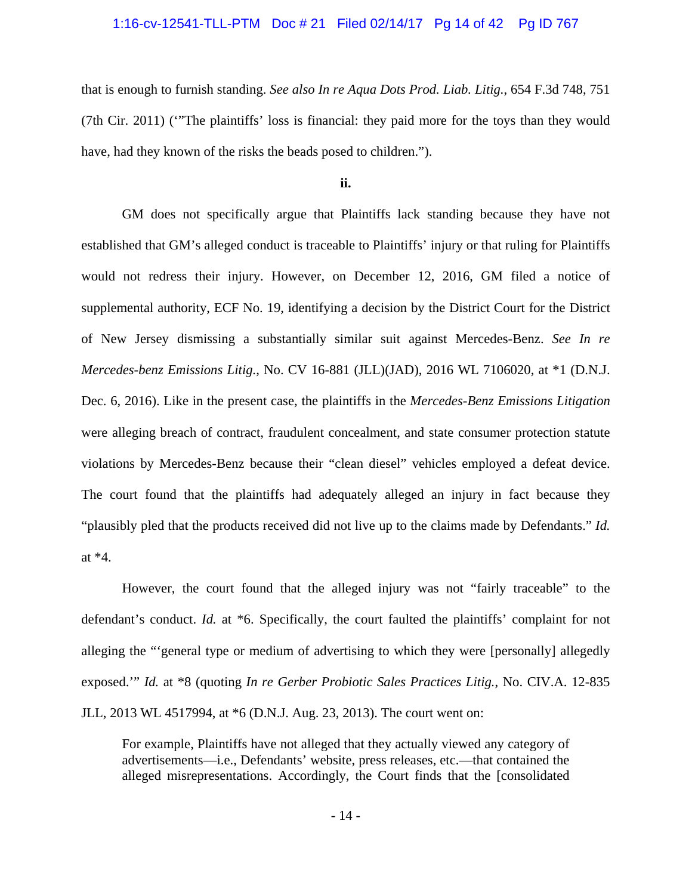that is enough to furnish standing. *See also In re Aqua Dots Prod. Liab. Litig.*, 654 F.3d 748, 751 (7th Cir. 2011) ('"The plaintiffs' loss is financial: they paid more for the toys than they would have, had they known of the risks the beads posed to children.").

**ii.**

GM does not specifically argue that Plaintiffs lack standing because they have not established that GM's alleged conduct is traceable to Plaintiffs' injury or that ruling for Plaintiffs would not redress their injury. However, on December 12, 2016, GM filed a notice of supplemental authority, ECF No. 19, identifying a decision by the District Court for the District of New Jersey dismissing a substantially similar suit against Mercedes-Benz. *See In re Mercedes-benz Emissions Litig.*, No. CV 16-881 (JLL)(JAD), 2016 WL 7106020, at *1 (D.N.J. Dec. 6, 2016). Like in the present case, the plaintiffs in the *Mercedes-Benz Emissions Litigation* were alleging breach of contract, fraudulent concealment, and state consumer protection statute violations by Mercedes-Benz because their "clean diesel" vehicles employed a defeat device. The court found that the plaintiffs had adequately alleged an injury in fact because they "plausibly pled that the products received did not live up to the claims made by Defendants." *Id.* at *4.

However, the court found that the alleged injury was not "fairly traceable" to the defendant's conduct. *Id.* at *6. Specifically, the court faulted the plaintiffs' complaint for not alleging the "'general type or medium of advertising to which they were [personally] allegedly exposed.'" *Id.* at *8 (quoting *In re Gerber Probiotic Sales Practices Litig.*, No. CIV.A. 12-835 JLL, 2013 WL 4517994, at *6 (D.N.J. Aug. 23, 2013). The court went on:

> For example, Plaintiffs have not alleged that they actually viewed any category of advertisements—i.e., Defendants' website, press releases, etc.—that contained the alleged misrepresentations. Accordingly, the Court finds that the [consolidated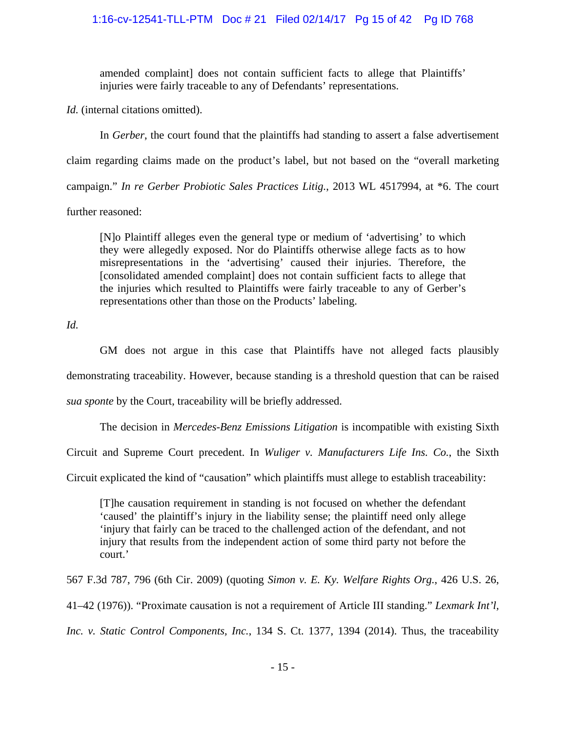> amended complaint] does not contain sufficient facts to allege that Plaintiffs' injuries were fairly traceable to any of Defendants' representations.

*Id.* (internal citations omitted).

In *Gerber*, the court found that the plaintiffs had standing to assert a false advertisement claim regarding claims made on the product's label, but not based on the "overall marketing campaign." *In re Gerber Probiotic Sales Practices Litig.*, 2013 WL 4517994, at *6. The court further reasoned:

> [N]o Plaintiff alleges even the general type or medium of 'advertising' to which they were allegedly exposed. Nor do Plaintiffs otherwise allege facts as to how misrepresentations in the 'advertising' caused their injuries. Therefore, the [consolidated amended complaint] does not contain sufficient facts to allege that the injuries which resulted to Plaintiffs were fairly traceable to any of Gerber's representations other than those on the Products' labeling.

*Id.*

GM does not argue in this case that Plaintiffs have not alleged facts plausibly demonstrating traceability. However, because standing is a threshold question that can be raised *sua sponte* by the Court, traceability will be briefly addressed.

The decision in *Mercedes-Benz Emissions Litigation* is incompatible with existing Sixth Circuit and Supreme Court precedent. In *Wuliger v. Manufacturers Life Ins. Co.*, the Sixth Circuit explicated the kind of "causation" which plaintiffs must allege to establish traceability:

> [T]he causation requirement in standing is not focused on whether the defendant 'caused' the plaintiff's injury in the liability sense; the plaintiff need only allege 'injury that fairly can be traced to the challenged action of the defendant, and not injury that results from the independent action of some third party not before the court.'

567 F.3d 787, 796 (6th Cir. 2009) (quoting *Simon v. E. Ky. Welfare Rights Org.*, 426 U.S. 26, 41–42 (1976)). "Proximate causation is not a requirement of Article III standing." *Lexmark Int'l, Inc. v. Static Control Components, Inc.*, 134 S. Ct. 1377, 1394 (2014). Thus, the traceability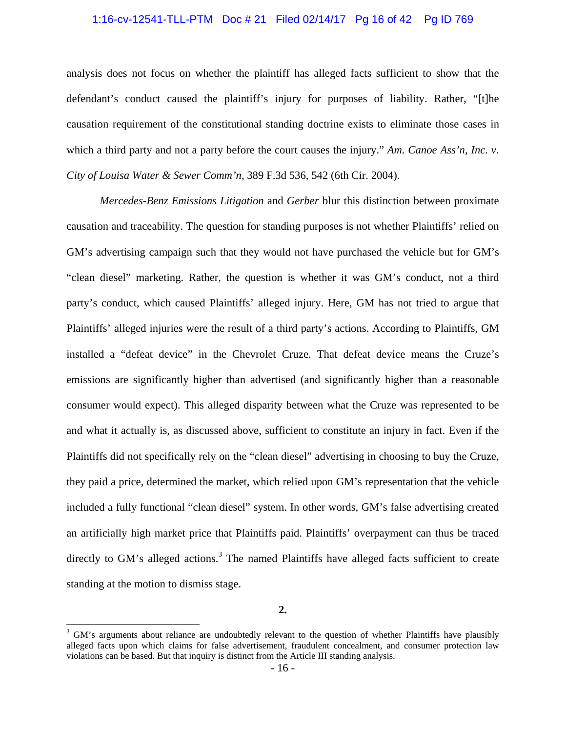analysis does not focus on whether the plaintiff has alleged facts sufficient to show that the defendant's conduct caused the plaintiff's injury for purposes of liability. Rather, "[t]he causation requirement of the constitutional standing doctrine exists to eliminate those cases in which a third party and not a party before the court causes the injury." *Am. Canoe Ass'n, Inc. v. City of Louisa Water & Sewer Comm'n*, 389 F.3d 536, 542 (6th Cir. 2004).

*Mercedes-Benz Emissions Litigation* and *Gerber* blur this distinction between proximate causation and traceability. The question for standing purposes is not whether Plaintiffs' relied on GM's advertising campaign such that they would not have purchased the vehicle but for GM's "clean diesel" marketing. Rather, the question is whether it was GM's conduct, not a third party's conduct, which caused Plaintiffs' alleged injury. Here, GM has not tried to argue that Plaintiffs' alleged injuries were the result of a third party's actions. According to Plaintiffs, GM installed a "defeat device" in the Chevrolet Cruze. That defeat device means the Cruze's emissions are significantly higher than advertised (and significantly higher than a reasonable consumer would expect). This alleged disparity between what the Cruze was represented to be and what it actually is, as discussed above, sufficient to constitute an injury in fact. Even if the Plaintiffs did not specifically rely on the "clean diesel" advertising in choosing to buy the Cruze, they paid a price, determined the market, which relied upon GM's representation that the vehicle included a fully functional "clean diesel" system. In other words, GM's false advertising created an artificially high market price that Plaintiffs paid. Plaintiffs' overpayment can thus be traced directly to GM's alleged actions.[3] The named Plaintiffs have alleged facts sufficient to create standing at the motion to dismiss stage.

**2.**

[3] GM's arguments about reliance are undoubtedly relevant to the question of whether Plaintiffs have plausibly alleged facts upon which claims for false advertisement, fraudulent concealment, and consumer protection law violations can be based. But that inquiry is distinct from the Article III standing analysis.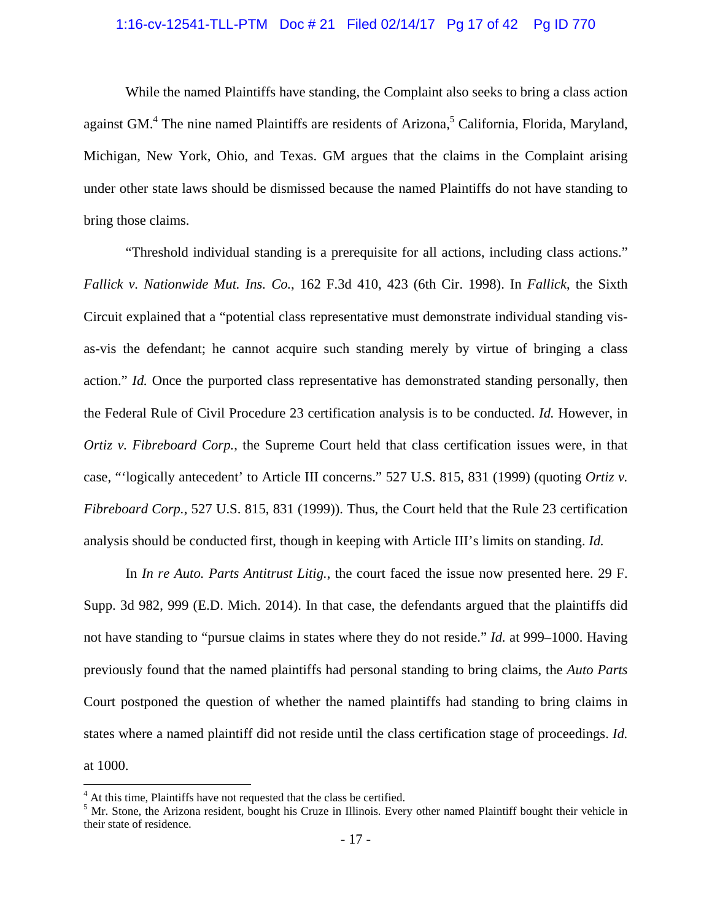While the named Plaintiffs have standing, the Complaint also seeks to bring a class action against GM.[4] The nine named Plaintiffs are residents of Arizona,[5] California, Florida, Maryland, Michigan, New York, Ohio, and Texas. GM argues that the claims in the Complaint arising under other state laws should be dismissed because the named Plaintiffs do not have standing to bring those claims.

"Threshold individual standing is a prerequisite for all actions, including class actions." *Fallick v. Nationwide Mut. Ins. Co.*, 162 F.3d 410, 423 (6th Cir. 1998). In *Fallick*, the Sixth Circuit explained that a "potential class representative must demonstrate individual standing vis-as-vis the defendant; he cannot acquire such standing merely by virtue of bringing a class action." *Id.* Once the purported class representative has demonstrated standing personally, then the Federal Rule of Civil Procedure 23 certification analysis is to be conducted. *Id.* However, in *Ortiz v. Fibreboard Corp.*, the Supreme Court held that class certification issues were, in that case, "'logically antecedent' to Article III concerns." 527 U.S. 815, 831 (1999) (quoting *Ortiz v. Fibreboard Corp.*, 527 U.S. 815, 831 (1999)). Thus, the Court held that the Rule 23 certification analysis should be conducted first, though in keeping with Article III's limits on standing. *Id.*

In *In re Auto. Parts Antitrust Litig.*, the court faced the issue now presented here. 29 F. Supp. 3d 982, 999 (E.D. Mich. 2014). In that case, the defendants argued that the plaintiffs did not have standing to "pursue claims in states where they do not reside." *Id.* at 999–1000. Having previously found that the named plaintiffs had personal standing to bring claims, the *Auto Parts* Court postponed the question of whether the named plaintiffs had standing to bring claims in states where a named plaintiff did not reside until the class certification stage of proceedings. *Id.* at 1000.

---

[4] At this time, Plaintiffs have not requested that the class be certified.

[5] Mr. Stone, the Arizona resident, bought his Cruze in Illinois. Every other named Plaintiff bought their vehicle in their state of residence.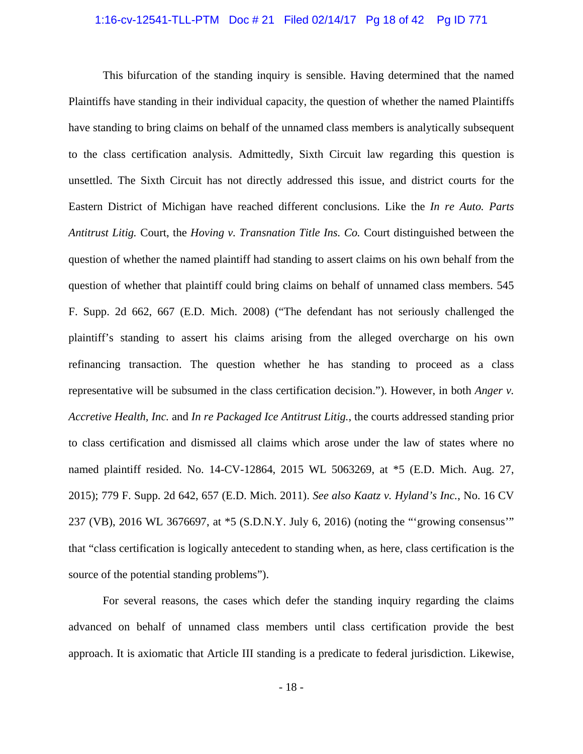This bifurcation of the standing inquiry is sensible. Having determined that the named Plaintiffs have standing in their individual capacity, the question of whether the named Plaintiffs have standing to bring claims on behalf of the unnamed class members is analytically subsequent to the class certification analysis. Admittedly, Sixth Circuit law regarding this question is unsettled. The Sixth Circuit has not directly addressed this issue, and district courts for the Eastern District of Michigan have reached different conclusions. Like the *In re Auto. Parts Antitrust Litig.* Court, the *Hoving v. Transnation Title Ins. Co.* Court distinguished between the question of whether the named plaintiff had standing to assert claims on his own behalf from the question of whether that plaintiff could bring claims on behalf of unnamed class members. 545 F. Supp. 2d 662, 667 (E.D. Mich. 2008) ("The defendant has not seriously challenged the plaintiff's standing to assert his claims arising from the alleged overcharge on his own refinancing transaction. The question whether he has standing to proceed as a class representative will be subsumed in the class certification decision."). However, in both *Anger v. Accretive Health, Inc.* and *In re Packaged Ice Antitrust Litig.*, the courts addressed standing prior to class certification and dismissed all claims which arose under the law of states where no named plaintiff resided. No. 14-CV-12864, 2015 WL 5063269, at *5 (E.D. Mich. Aug. 27, 2015); 779 F. Supp. 2d 642, 657 (E.D. Mich. 2011). *See also Kaatz v. Hyland's Inc.*, No. 16 CV 237 (VB), 2016 WL 3676697, at *5 (S.D.N.Y. July 6, 2016) (noting the "'growing consensus'" that "class certification is logically antecedent to standing when, as here, class certification is the source of the potential standing problems").

For several reasons, the cases which defer the standing inquiry regarding the claims advanced on behalf of unnamed class members until class certification provide the best approach. It is axiomatic that Article III standing is a predicate to federal jurisdiction. Likewise,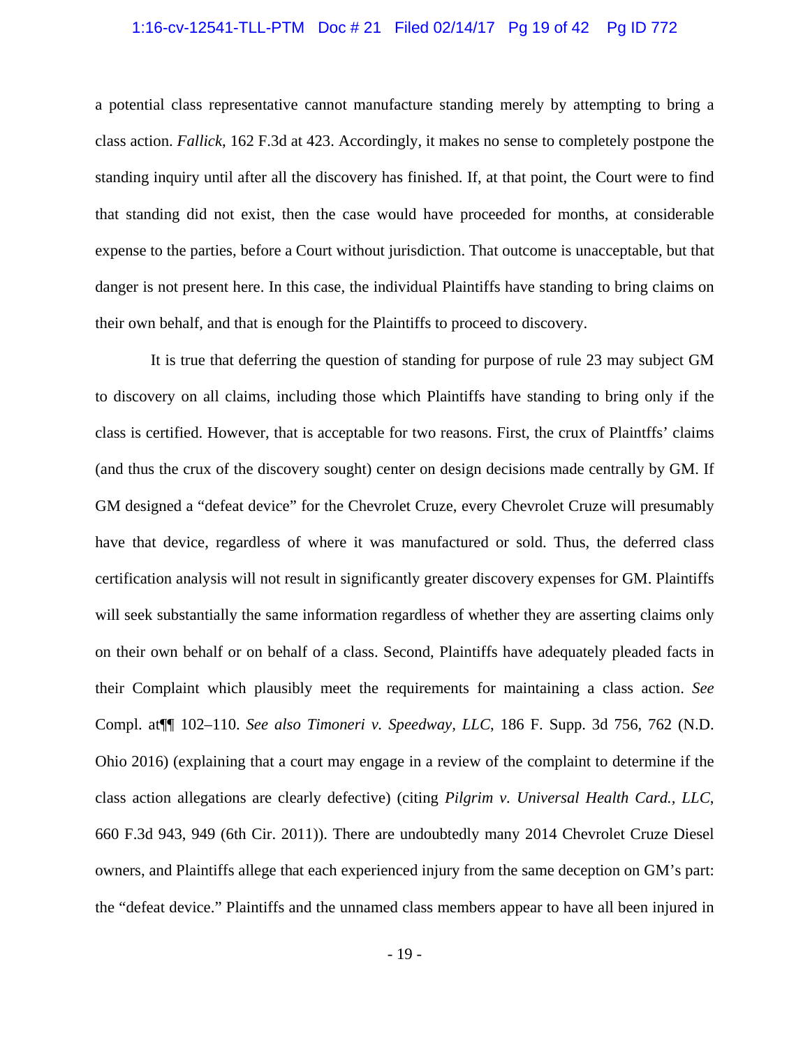a potential class representative cannot manufacture standing merely by attempting to bring a class action. *Fallick*, 162 F.3d at 423. Accordingly, it makes no sense to completely postpone the standing inquiry until after all the discovery has finished. If, at that point, the Court were to find that standing did not exist, then the case would have proceeded for months, at considerable expense to the parties, before a Court without jurisdiction. That outcome is unacceptable, but that danger is not present here. In this case, the individual Plaintiffs have standing to bring claims on their own behalf, and that is enough for the Plaintiffs to proceed to discovery.

It is true that deferring the question of standing for purpose of rule 23 may subject GM to discovery on all claims, including those which Plaintiffs have standing to bring only if the class is certified. However, that is acceptable for two reasons. First, the crux of Plaintffs' claims (and thus the crux of the discovery sought) center on design decisions made centrally by GM. If GM designed a "defeat device" for the Chevrolet Cruze, every Chevrolet Cruze will presumably have that device, regardless of where it was manufactured or sold. Thus, the deferred class certification analysis will not result in significantly greater discovery expenses for GM. Plaintiffs will seek substantially the same information regardless of whether they are asserting claims only on their own behalf or on behalf of a class. Second, Plaintiffs have adequately pleaded facts in their Complaint which plausibly meet the requirements for maintaining a class action. *See* Compl. at¶¶ 102–110. *See also Timoneri v. Speedway, LLC*, 186 F. Supp. 3d 756, 762 (N.D. Ohio 2016) (explaining that a court may engage in a review of the complaint to determine if the class action allegations are clearly defective) (citing *Pilgrim v. Universal Health Card., LLC*, 660 F.3d 943, 949 (6th Cir. 2011)). There are undoubtedly many 2014 Chevrolet Cruze Diesel owners, and Plaintiffs allege that each experienced injury from the same deception on GM's part: the "defeat device." Plaintiffs and the unnamed class members appear to have all been injured in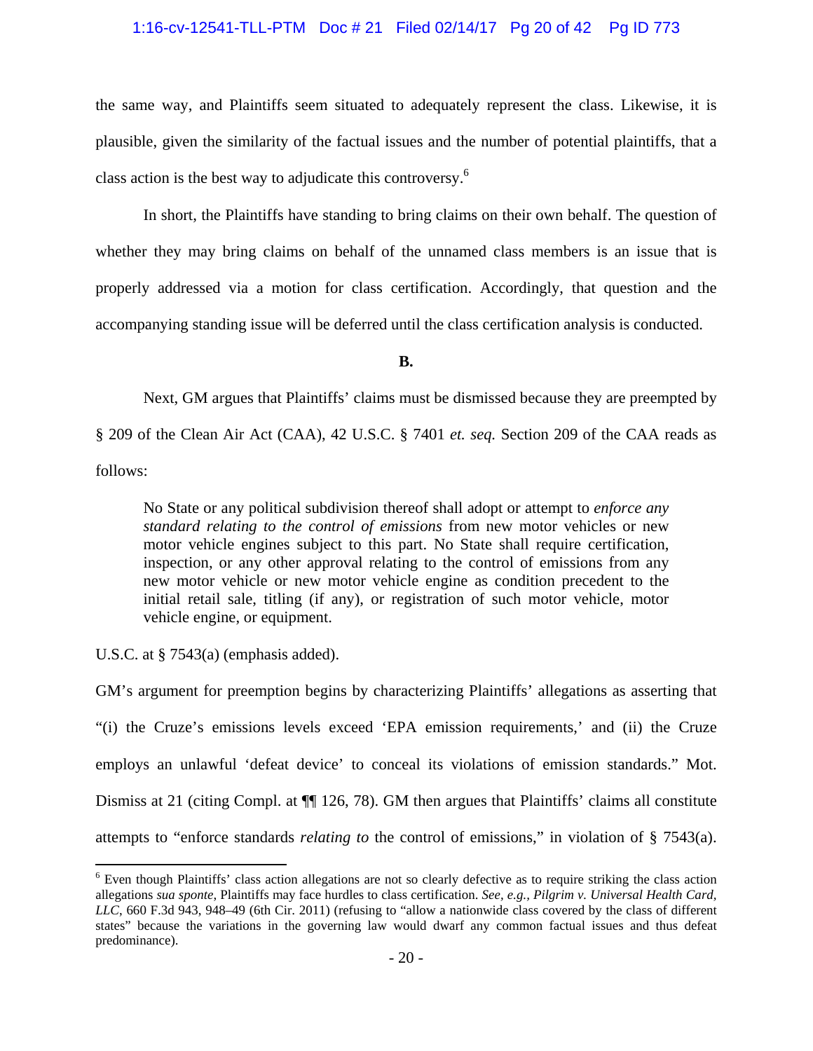the same way, and Plaintiffs seem situated to adequately represent the class. Likewise, it is plausible, given the similarity of the factual issues and the number of potential plaintiffs, that a class action is the best way to adjudicate this controversy.[6]

In short, the Plaintiffs have standing to bring claims on their own behalf. The question of whether they may bring claims on behalf of the unnamed class members is an issue that is properly addressed via a motion for class certification. Accordingly, that question and the accompanying standing issue will be deferred until the class certification analysis is conducted.

**B.**

Next, GM argues that Plaintiffs' claims must be dismissed because they are preempted by § 209 of the Clean Air Act (CAA), 42 U.S.C. § 7401 *et. seq.* Section 209 of the CAA reads as follows:

> No State or any political subdivision thereof shall adopt or attempt to *enforce any standard relating to the control of emissions* from new motor vehicles or new motor vehicle engines subject to this part. No State shall require certification, inspection, or any other approval relating to the control of emissions from any new motor vehicle or new motor vehicle engine as condition precedent to the initial retail sale, titling (if any), or registration of such motor vehicle, motor vehicle engine, or equipment.

U.S.C. at § 7543(a) (emphasis added).

GM's argument for preemption begins by characterizing Plaintiffs' allegations as asserting that "(i) the Cruze's emissions levels exceed 'EPA emission requirements,' and (ii) the Cruze employs an unlawful 'defeat device' to conceal its violations of emission standards." Mot. Dismiss at 21 (citing Compl. at ¶¶ 126, 78). GM then argues that Plaintiffs' claims all constitute attempts to "enforce standards *relating to* the control of emissions," in violation of § 7543(a).

---

[6] Even though Plaintiffs' class action allegations are not so clearly defective as to require striking the class action allegations *sua sponte*, Plaintiffs may face hurdles to class certification. *See, e.g., Pilgrim v. Universal Health Card, LLC*, 660 F.3d 943, 948–49 (6th Cir. 2011) (refusing to "allow a nationwide class covered by the class of different states" because the variations in the governing law would dwarf any common factual issues and thus defeat predominance).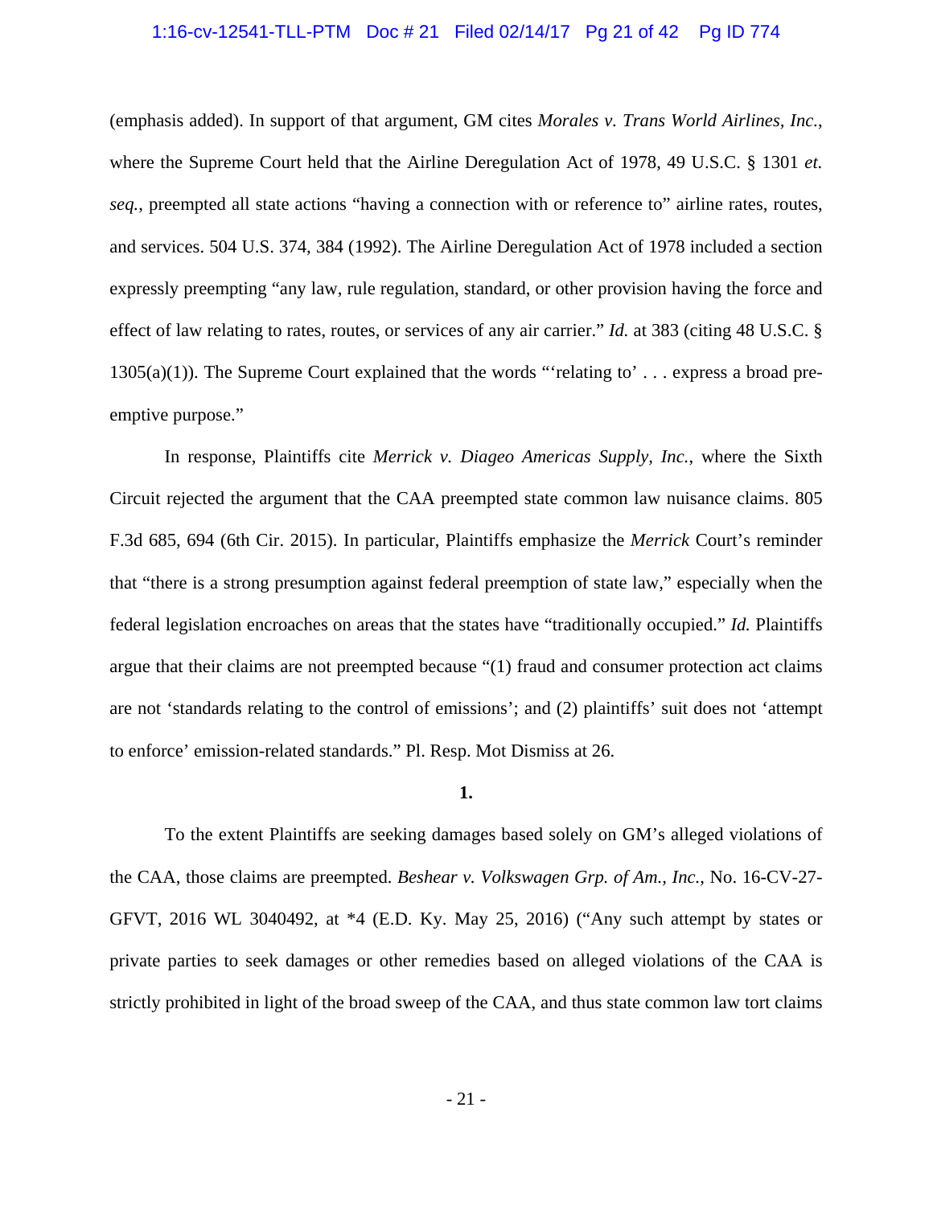(emphasis added). In support of that argument, GM cites *Morales v. Trans World Airlines, Inc.*, where the Supreme Court held that the Airline Deregulation Act of 1978, 49 U.S.C. § 1301 *et. seq.*, preempted all state actions "having a connection with or reference to" airline rates, routes, and services. 504 U.S. 374, 384 (1992). The Airline Deregulation Act of 1978 included a section expressly preempting "any law, rule regulation, standard, or other provision having the force and effect of law relating to rates, routes, or services of any air carrier." *Id.* at 383 (citing 48 U.S.C. § 1305(a)(1)). The Supreme Court explained that the words "'relating to' . . . express a broad pre-emptive purpose."

In response, Plaintiffs cite *Merrick v. Diageo Americas Supply, Inc.*, where the Sixth Circuit rejected the argument that the CAA preempted state common law nuisance claims. 805 F.3d 685, 694 (6th Cir. 2015). In particular, Plaintiffs emphasize the *Merrick* Court's reminder that "there is a strong presumption against federal preemption of state law," especially when the federal legislation encroaches on areas that the states have "traditionally occupied." *Id.* Plaintiffs argue that their claims are not preempted because "(1) fraud and consumer protection act claims are not 'standards relating to the control of emissions'; and (2) plaintiffs' suit does not 'attempt to enforce' emission-related standards." Pl. Resp. Mot Dismiss at 26.

**1.**

To the extent Plaintiffs are seeking damages based solely on GM's alleged violations of the CAA, those claims are preempted. *Beshear v. Volkswagen Grp. of Am., Inc.*, No. 16-CV-27-GFVT, 2016 WL 3040492, at *4 (E.D. Ky. May 25, 2016) ("Any such attempt by states or private parties to seek damages or other remedies based on alleged violations of the CAA is strictly prohibited in light of the broad sweep of the CAA, and thus state common law tort claims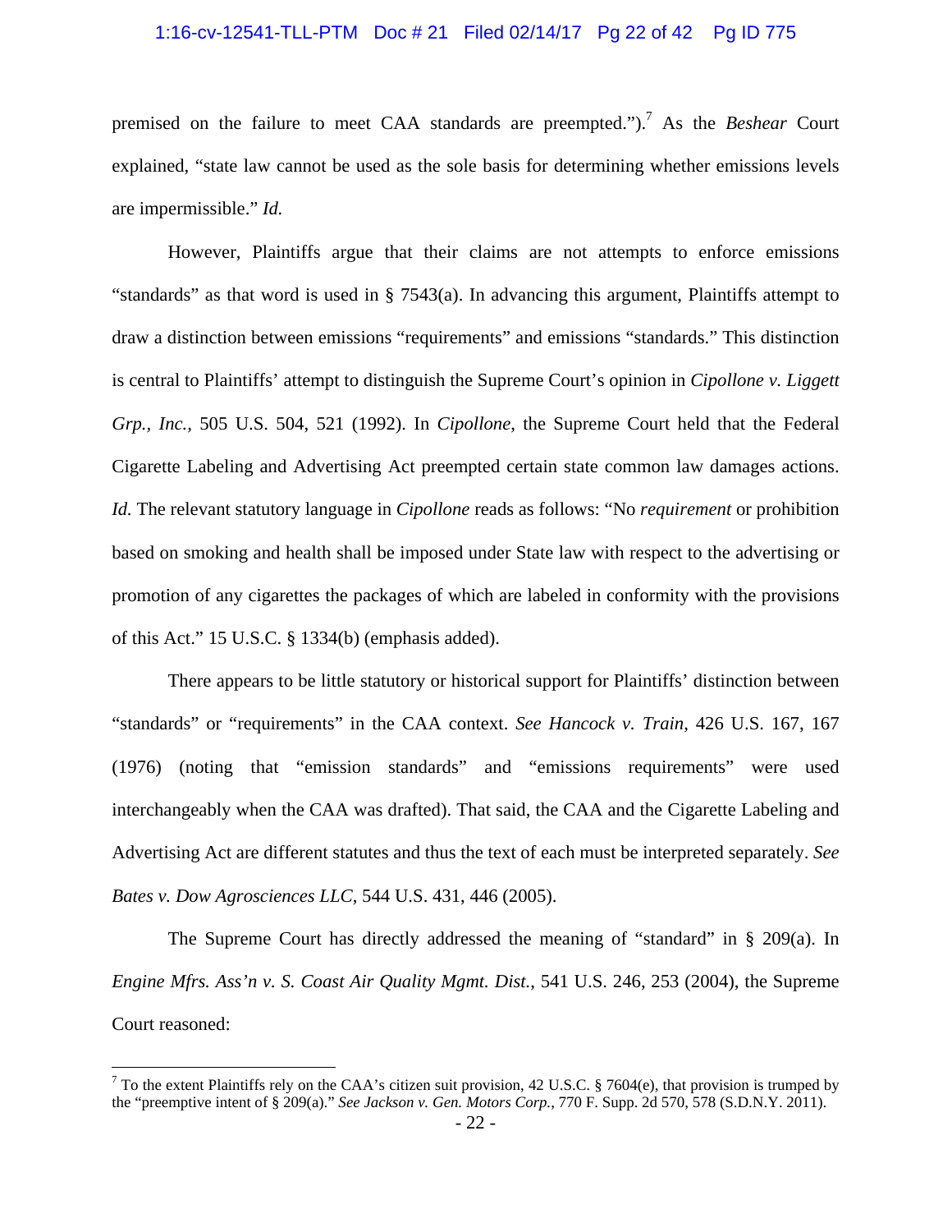premised on the failure to meet CAA standards are preempted.").[7] As the *Beshear* Court explained, "state law cannot be used as the sole basis for determining whether emissions levels are impermissible." *Id.*

However, Plaintiffs argue that their claims are not attempts to enforce emissions "standards" as that word is used in § 7543(a). In advancing this argument, Plaintiffs attempt to draw a distinction between emissions "requirements" and emissions "standards." This distinction is central to Plaintiffs' attempt to distinguish the Supreme Court's opinion in *Cipollone v. Liggett Grp., Inc.*, 505 U.S. 504, 521 (1992). In *Cipollone*, the Supreme Court held that the Federal Cigarette Labeling and Advertising Act preempted certain state common law damages actions. *Id.* The relevant statutory language in *Cipollone* reads as follows: "No *requirement* or prohibition based on smoking and health shall be imposed under State law with respect to the advertising or promotion of any cigarettes the packages of which are labeled in conformity with the provisions of this Act." 15 U.S.C. § 1334(b) (emphasis added).

There appears to be little statutory or historical support for Plaintiffs' distinction between "standards" or "requirements" in the CAA context. *See Hancock v. Train*, 426 U.S. 167, 167 (1976) (noting that "emission standards" and "emissions requirements" were used interchangeably when the CAA was drafted). That said, the CAA and the Cigarette Labeling and Advertising Act are different statutes and thus the text of each must be interpreted separately. *See Bates v. Dow Agrosciences LLC*, 544 U.S. 431, 446 (2005).

The Supreme Court has directly addressed the meaning of "standard" in § 209(a). In *Engine Mfrs. Ass'n v. S. Coast Air Quality Mgmt. Dist.*, 541 U.S. 246, 253 (2004), the Supreme Court reasoned:

---

[7] To the extent Plaintiffs rely on the CAA's citizen suit provision, 42 U.S.C. § 7604(e), that provision is trumped by the "preemptive intent of § 209(a)." *See Jackson v. Gen. Motors Corp.*, 770 F. Supp. 2d 570, 578 (S.D.N.Y. 2011).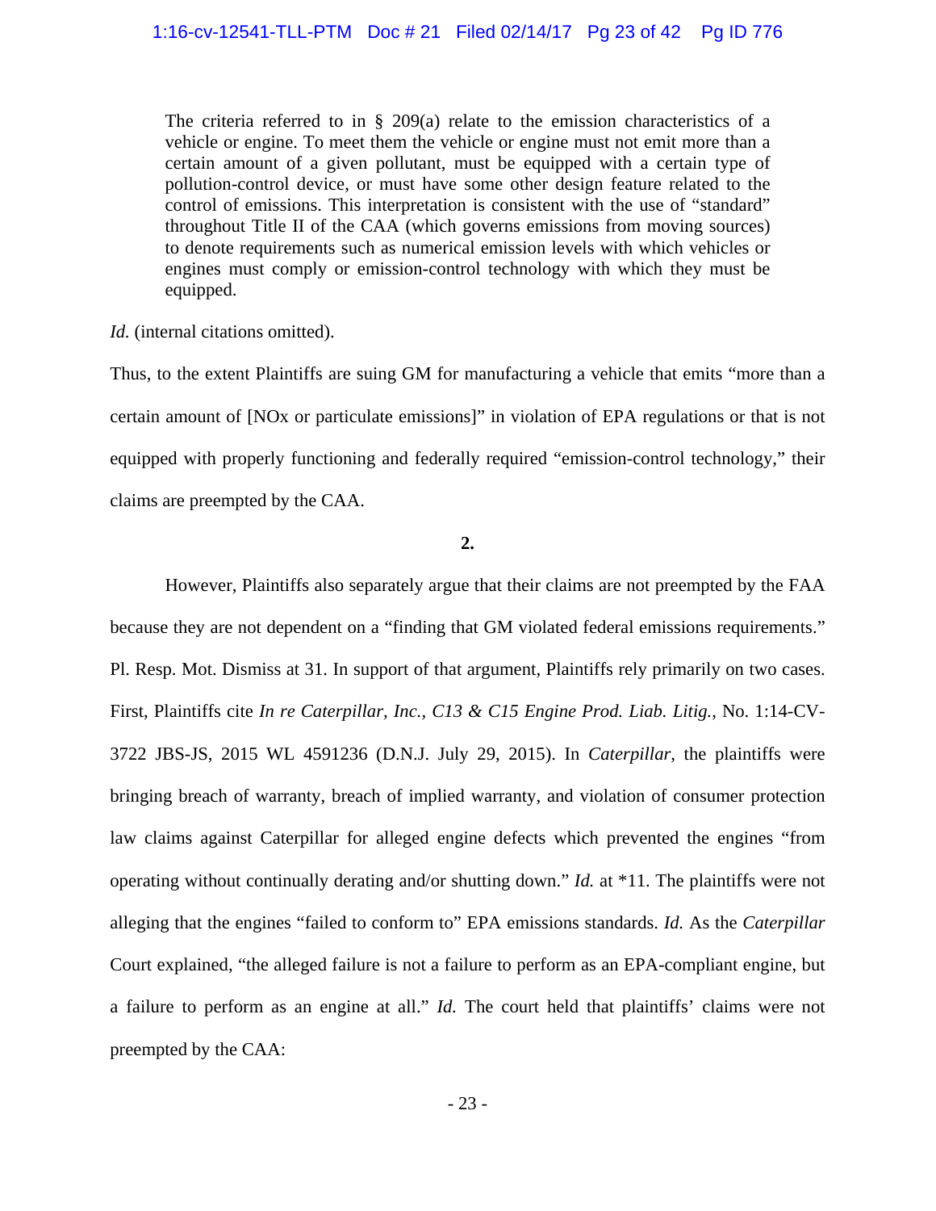> The criteria referred to in § 209(a) relate to the emission characteristics of a vehicle or engine. To meet them the vehicle or engine must not emit more than a certain amount of a given pollutant, must be equipped with a certain type of pollution-control device, or must have some other design feature related to the control of emissions. This interpretation is consistent with the use of "standard" throughout Title II of the CAA (which governs emissions from moving sources) to denote requirements such as numerical emission levels with which vehicles or engines must comply or emission-control technology with which they must be equipped.

*Id.* (internal citations omitted).

Thus, to the extent Plaintiffs are suing GM for manufacturing a vehicle that emits "more than a certain amount of [NOx or particulate emissions]" in violation of EPA regulations or that is not equipped with properly functioning and federally required "emission-control technology," their claims are preempted by the CAA.

**2.**

However, Plaintiffs also separately argue that their claims are not preempted by the FAA because they are not dependent on a "finding that GM violated federal emissions requirements." Pl. Resp. Mot. Dismiss at 31. In support of that argument, Plaintiffs rely primarily on two cases. First, Plaintiffs cite *In re Caterpillar, Inc., C13 & C15 Engine Prod. Liab. Litig.*, No. 1:14-CV-3722 JBS-JS, 2015 WL 4591236 (D.N.J. July 29, 2015). In *Caterpillar*, the plaintiffs were bringing breach of warranty, breach of implied warranty, and violation of consumer protection law claims against Caterpillar for alleged engine defects which prevented the engines "from operating without continually derating and/or shutting down." *Id.* at *11. The plaintiffs were not alleging that the engines "failed to conform to" EPA emissions standards. *Id.* As the *Caterpillar* Court explained, "the alleged failure is not a failure to perform as an EPA-compliant engine, but a failure to perform as an engine at all." *Id.* The court held that plaintiffs' claims were not preempted by the CAA: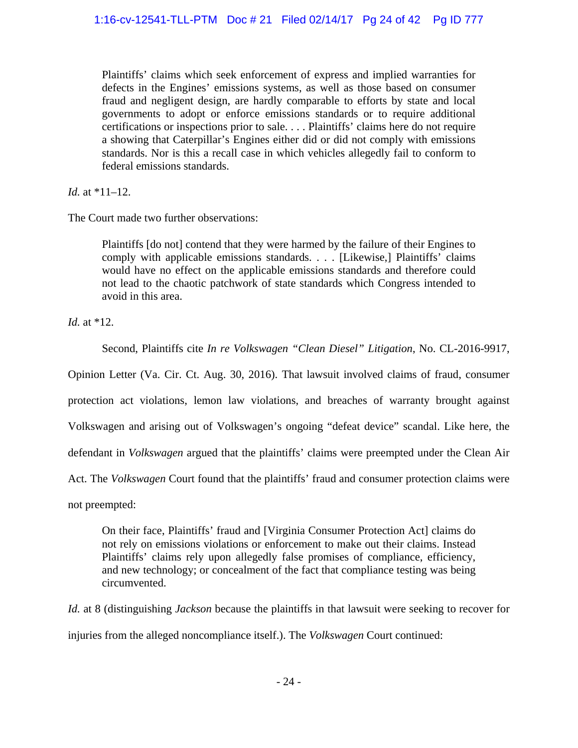> Plaintiffs' claims which seek enforcement of express and implied warranties for defects in the Engines' emissions systems, as well as those based on consumer fraud and negligent design, are hardly comparable to efforts by state and local governments to adopt or enforce emissions standards or to require additional certifications or inspections prior to sale. . . . Plaintiffs' claims here do not require a showing that Caterpillar's Engines either did or did not comply with emissions standards. Nor is this a recall case in which vehicles allegedly fail to conform to federal emissions standards.

*Id.* at *11–12.

The Court made two further observations:

> Plaintiffs [do not] contend that they were harmed by the failure of their Engines to comply with applicable emissions standards. . . . [Likewise,] Plaintiffs' claims would have no effect on the applicable emissions standards and therefore could not lead to the chaotic patchwork of state standards which Congress intended to avoid in this area.

*Id.* at *12.

Second, Plaintiffs cite *In re Volkswagen "Clean Diesel" Litigation*, No. CL-2016-9917, Opinion Letter (Va. Cir. Ct. Aug. 30, 2016). That lawsuit involved claims of fraud, consumer protection act violations, lemon law violations, and breaches of warranty brought against Volkswagen and arising out of Volkswagen's ongoing "defeat device" scandal. Like here, the defendant in *Volkswagen* argued that the plaintiffs' claims were preempted under the Clean Air Act. The *Volkswagen* Court found that the plaintiffs' fraud and consumer protection claims were not preempted:

> On their face, Plaintiffs' fraud and [Virginia Consumer Protection Act] claims do not rely on emissions violations or enforcement to make out their claims. Instead Plaintiffs' claims rely upon allegedly false promises of compliance, efficiency, and new technology; or concealment of the fact that compliance testing was being circumvented.

*Id.* at 8 (distinguishing *Jackson* because the plaintiffs in that lawsuit were seeking to recover for injuries from the alleged noncompliance itself.). The *Volkswagen* Court continued: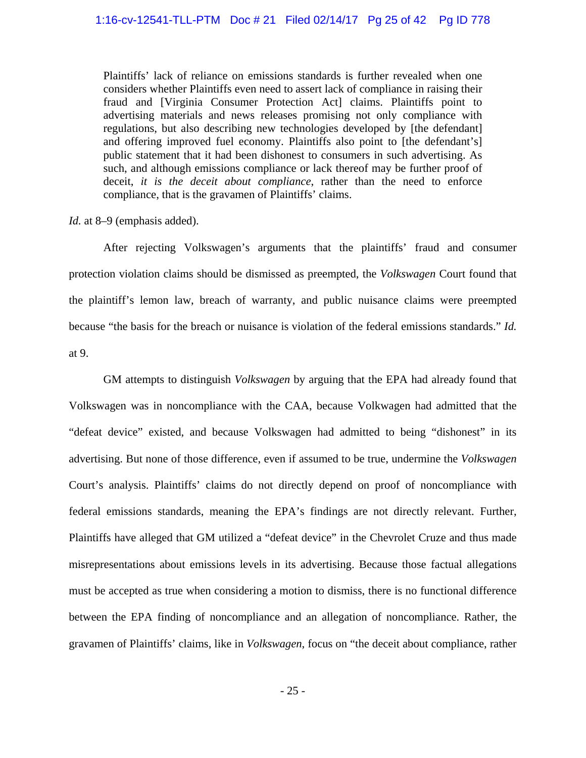> Plaintiffs' lack of reliance on emissions standards is further revealed when one considers whether Plaintiffs even need to assert lack of compliance in raising their fraud and [Virginia Consumer Protection Act] claims. Plaintiffs point to advertising materials and news releases promising not only compliance with regulations, but also describing new technologies developed by [the defendant] and offering improved fuel economy. Plaintiffs also point to [the defendant's] public statement that it had been dishonest to consumers in such advertising. As such, and although emissions compliance or lack thereof may be further proof of deceit, *it is the deceit about compliance*, rather than the need to enforce compliance, that is the gravamen of Plaintiffs' claims.

*Id.* at 8–9 (emphasis added).

After rejecting Volkswagen's arguments that the plaintiffs' fraud and consumer protection violation claims should be dismissed as preempted, the *Volkswagen* Court found that the plaintiff's lemon law, breach of warranty, and public nuisance claims were preempted because "the basis for the breach or nuisance is violation of the federal emissions standards." *Id.* at 9.

GM attempts to distinguish *Volkswagen* by arguing that the EPA had already found that Volkswagen was in noncompliance with the CAA, because Volkwagen had admitted that the "defeat device" existed, and because Volkswagen had admitted to being "dishonest" in its advertising. But none of those difference, even if assumed to be true, undermine the *Volkswagen* Court's analysis. Plaintiffs' claims do not directly depend on proof of noncompliance with federal emissions standards, meaning the EPA's findings are not directly relevant. Further, Plaintiffs have alleged that GM utilized a "defeat device" in the Chevrolet Cruze and thus made misrepresentations about emissions levels in its advertising. Because those factual allegations must be accepted as true when considering a motion to dismiss, there is no functional difference between the EPA finding of noncompliance and an allegation of noncompliance. Rather, the gravamen of Plaintiffs' claims, like in *Volkswagen*, focus on "the deceit about compliance, rather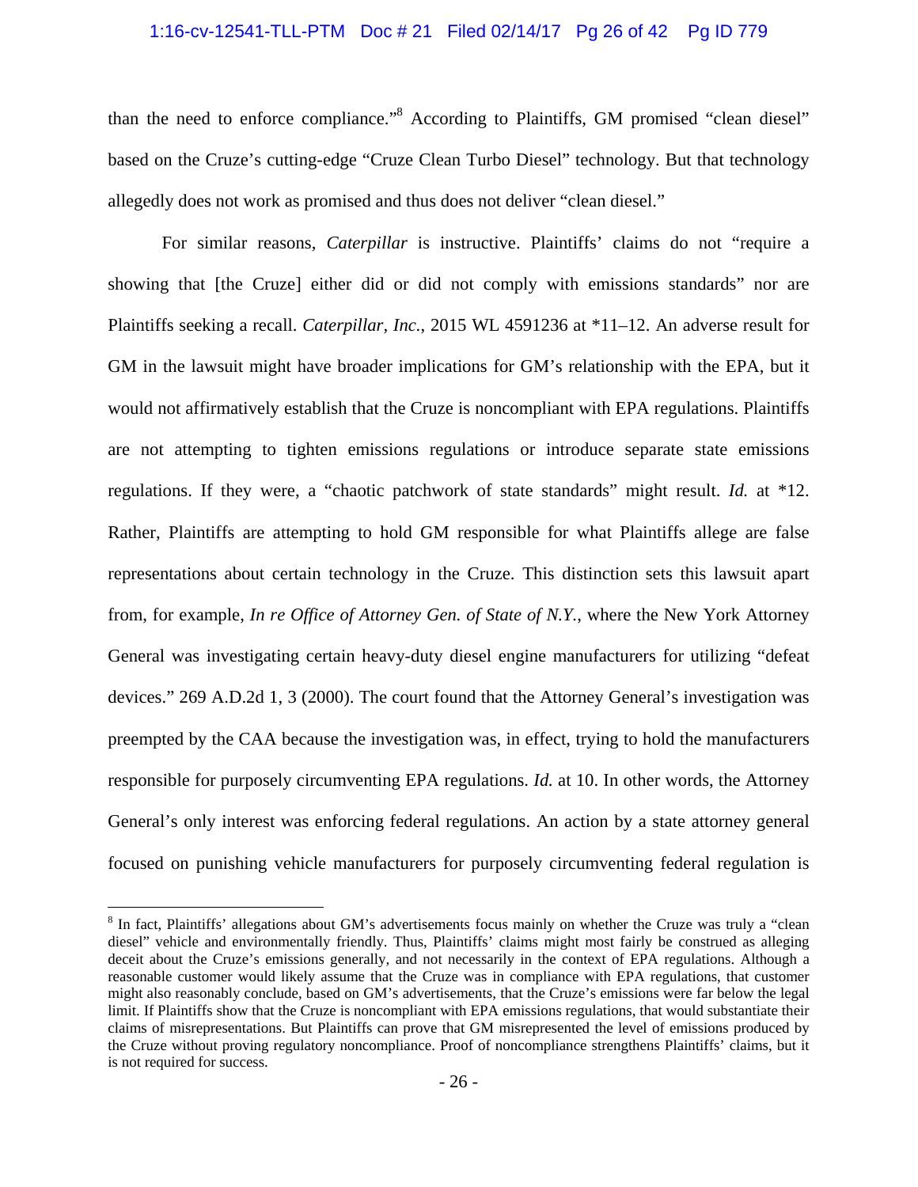than the need to enforce compliance."[8] According to Plaintiffs, GM promised "clean diesel" based on the Cruze's cutting-edge "Cruze Clean Turbo Diesel" technology. But that technology allegedly does not work as promised and thus does not deliver "clean diesel."

For similar reasons, *Caterpillar* is instructive. Plaintiffs' claims do not "require a showing that [the Cruze] either did or did not comply with emissions standards" nor are Plaintiffs seeking a recall. *Caterpillar, Inc.*, 2015 WL 4591236 at *11–12. An adverse result for GM in the lawsuit might have broader implications for GM's relationship with the EPA, but it would not affirmatively establish that the Cruze is noncompliant with EPA regulations. Plaintiffs are not attempting to tighten emissions regulations or introduce separate state emissions regulations. If they were, a "chaotic patchwork of state standards" might result. *Id.* at *12. Rather, Plaintiffs are attempting to hold GM responsible for what Plaintiffs allege are false representations about certain technology in the Cruze. This distinction sets this lawsuit apart from, for example, *In re Office of Attorney Gen. of State of N.Y.*, where the New York Attorney General was investigating certain heavy-duty diesel engine manufacturers for utilizing "defeat devices." 269 A.D.2d 1, 3 (2000). The court found that the Attorney General's investigation was preempted by the CAA because the investigation was, in effect, trying to hold the manufacturers responsible for purposely circumventing EPA regulations. *Id.* at 10. In other words, the Attorney General's only interest was enforcing federal regulations. An action by a state attorney general focused on punishing vehicle manufacturers for purposely circumventing federal regulation is

[8] In fact, Plaintiffs' allegations about GM's advertisements focus mainly on whether the Cruze was truly a "clean diesel" vehicle and environmentally friendly. Thus, Plaintiffs' claims might most fairly be construed as alleging deceit about the Cruze's emissions generally, and not necessarily in the context of EPA regulations. Although a reasonable customer would likely assume that the Cruze was in compliance with EPA regulations, that customer might also reasonably conclude, based on GM's advertisements, that the Cruze's emissions were far below the legal limit. If Plaintiffs show that the Cruze is noncompliant with EPA emissions regulations, that would substantiate their claims of misrepresentations. But Plaintiffs can prove that GM misrepresented the level of emissions produced by the Cruze without proving regulatory noncompliance. Proof of noncompliance strengthens Plaintiffs' claims, but it is not required for success.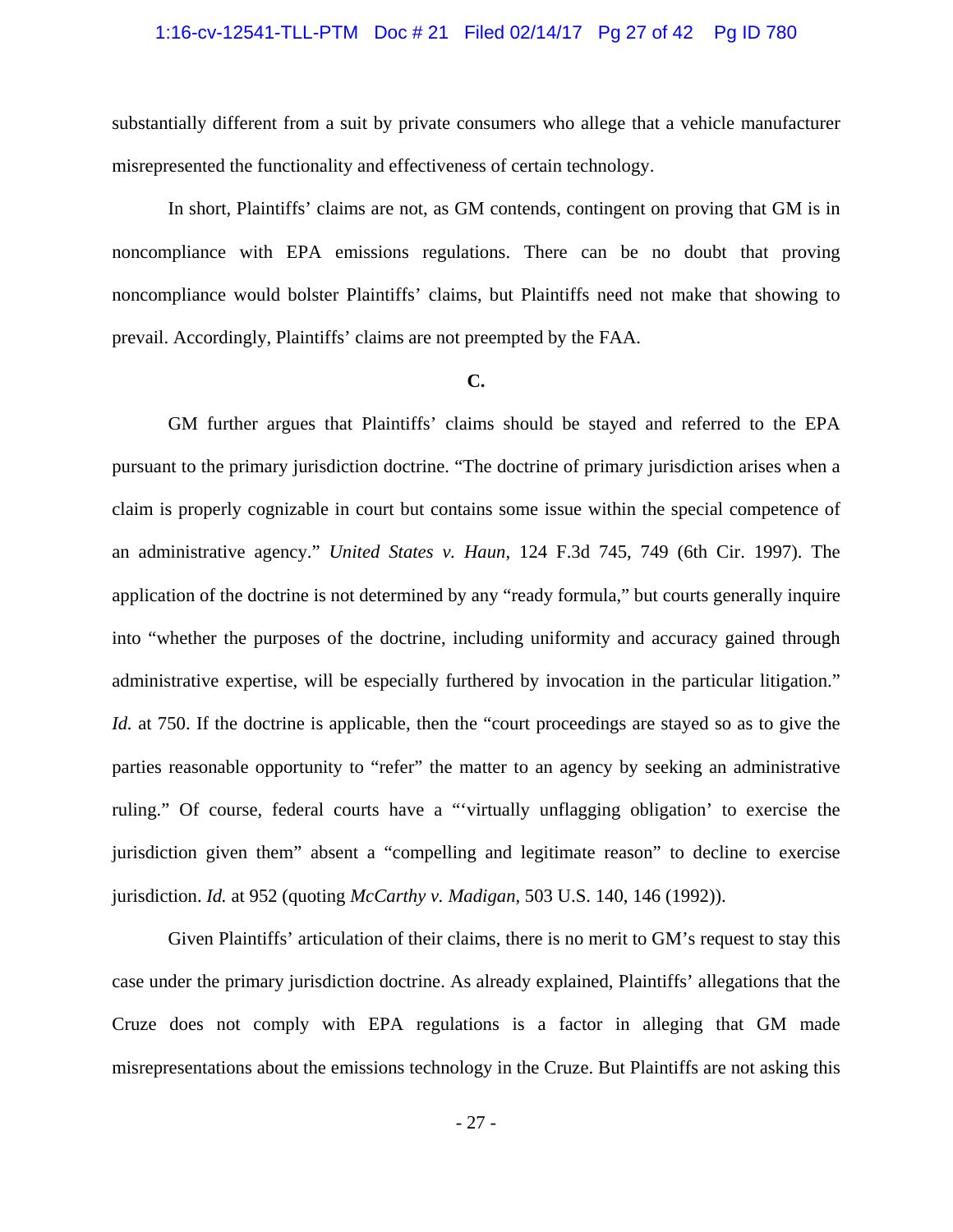substantially different from a suit by private consumers who allege that a vehicle manufacturer misrepresented the functionality and effectiveness of certain technology.

In short, Plaintiffs' claims are not, as GM contends, contingent on proving that GM is in noncompliance with EPA emissions regulations. There can be no doubt that proving noncompliance would bolster Plaintiffs' claims, but Plaintiffs need not make that showing to prevail. Accordingly, Plaintiffs' claims are not preempted by the FAA.

**C.**

GM further argues that Plaintiffs' claims should be stayed and referred to the EPA pursuant to the primary jurisdiction doctrine. "The doctrine of primary jurisdiction arises when a claim is properly cognizable in court but contains some issue within the special competence of an administrative agency." *United States v. Haun*, 124 F.3d 745, 749 (6th Cir. 1997). The application of the doctrine is not determined by any "ready formula," but courts generally inquire into "whether the purposes of the doctrine, including uniformity and accuracy gained through administrative expertise, will be especially furthered by invocation in the particular litigation." *Id.* at 750. If the doctrine is applicable, then the "court proceedings are stayed so as to give the parties reasonable opportunity to "refer" the matter to an agency by seeking an administrative ruling." Of course, federal courts have a "'virtually unflagging obligation' to exercise the jurisdiction given them" absent a "compelling and legitimate reason" to decline to exercise jurisdiction. *Id.* at 952 (quoting *McCarthy v. Madigan*, 503 U.S. 140, 146 (1992)).

Given Plaintiffs' articulation of their claims, there is no merit to GM's request to stay this case under the primary jurisdiction doctrine. As already explained, Plaintiffs' allegations that the Cruze does not comply with EPA regulations is a factor in alleging that GM made misrepresentations about the emissions technology in the Cruze. But Plaintiffs are not asking this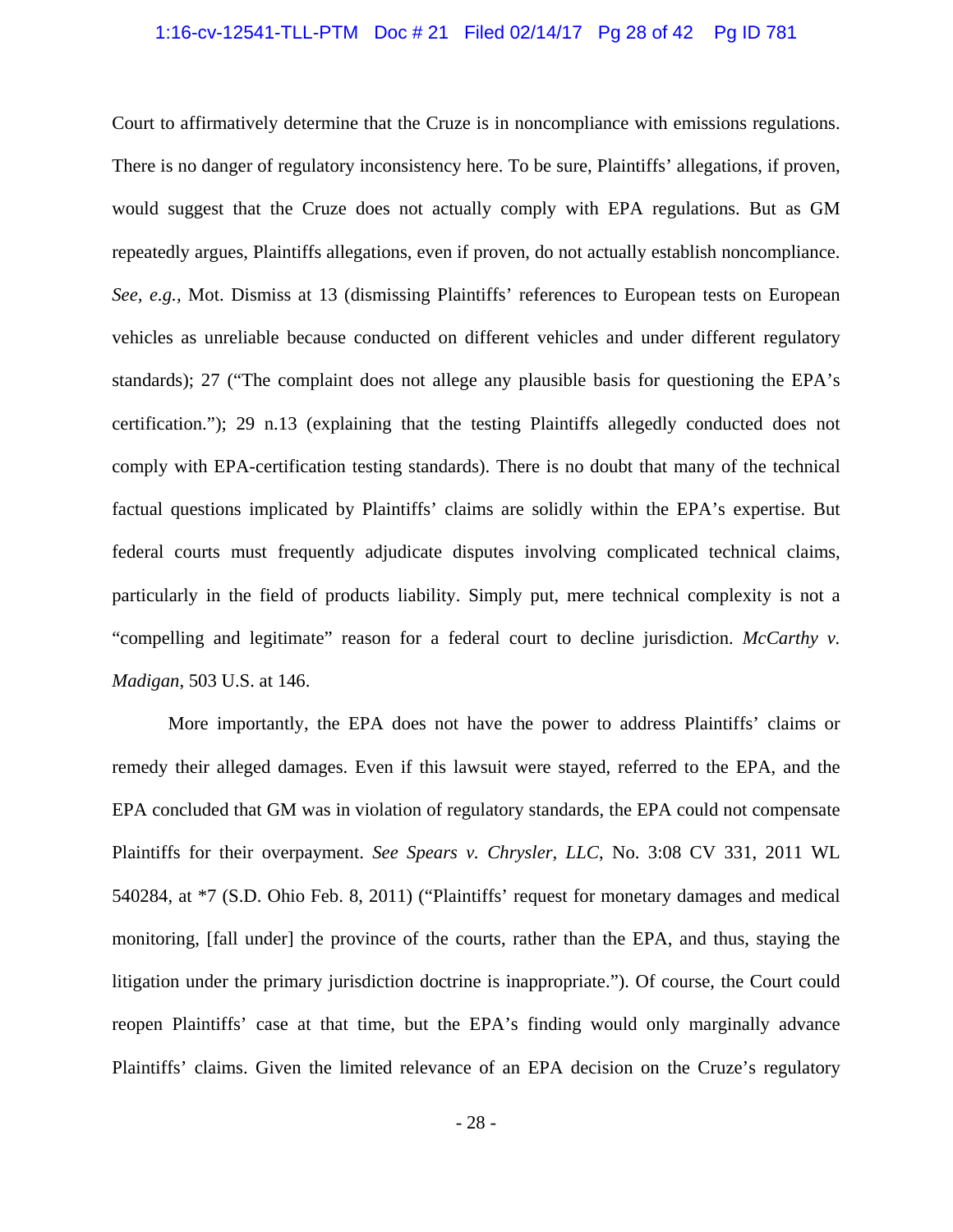Court to affirmatively determine that the Cruze is in noncompliance with emissions regulations. There is no danger of regulatory inconsistency here. To be sure, Plaintiffs' allegations, if proven, would suggest that the Cruze does not actually comply with EPA regulations. But as GM repeatedly argues, Plaintiffs allegations, even if proven, do not actually establish noncompliance. *See, e.g.,* Mot. Dismiss at 13 (dismissing Plaintiffs' references to European tests on European vehicles as unreliable because conducted on different vehicles and under different regulatory standards); 27 ("The complaint does not allege any plausible basis for questioning the EPA's certification."); 29 n.13 (explaining that the testing Plaintiffs allegedly conducted does not comply with EPA-certification testing standards). There is no doubt that many of the technical factual questions implicated by Plaintiffs' claims are solidly within the EPA's expertise. But federal courts must frequently adjudicate disputes involving complicated technical claims, particularly in the field of products liability. Simply put, mere technical complexity is not a "compelling and legitimate" reason for a federal court to decline jurisdiction. *McCarthy v. Madigan*, 503 U.S. at 146.

More importantly, the EPA does not have the power to address Plaintiffs' claims or remedy their alleged damages. Even if this lawsuit were stayed, referred to the EPA, and the EPA concluded that GM was in violation of regulatory standards, the EPA could not compensate Plaintiffs for their overpayment. *See Spears v. Chrysler, LLC*, No. 3:08 CV 331, 2011 WL 540284, at *7 (S.D. Ohio Feb. 8, 2011) ("Plaintiffs' request for monetary damages and medical monitoring, [fall under] the province of the courts, rather than the EPA, and thus, staying the litigation under the primary jurisdiction doctrine is inappropriate."). Of course, the Court could reopen Plaintiffs' case at that time, but the EPA's finding would only marginally advance Plaintiffs' claims. Given the limited relevance of an EPA decision on the Cruze's regulatory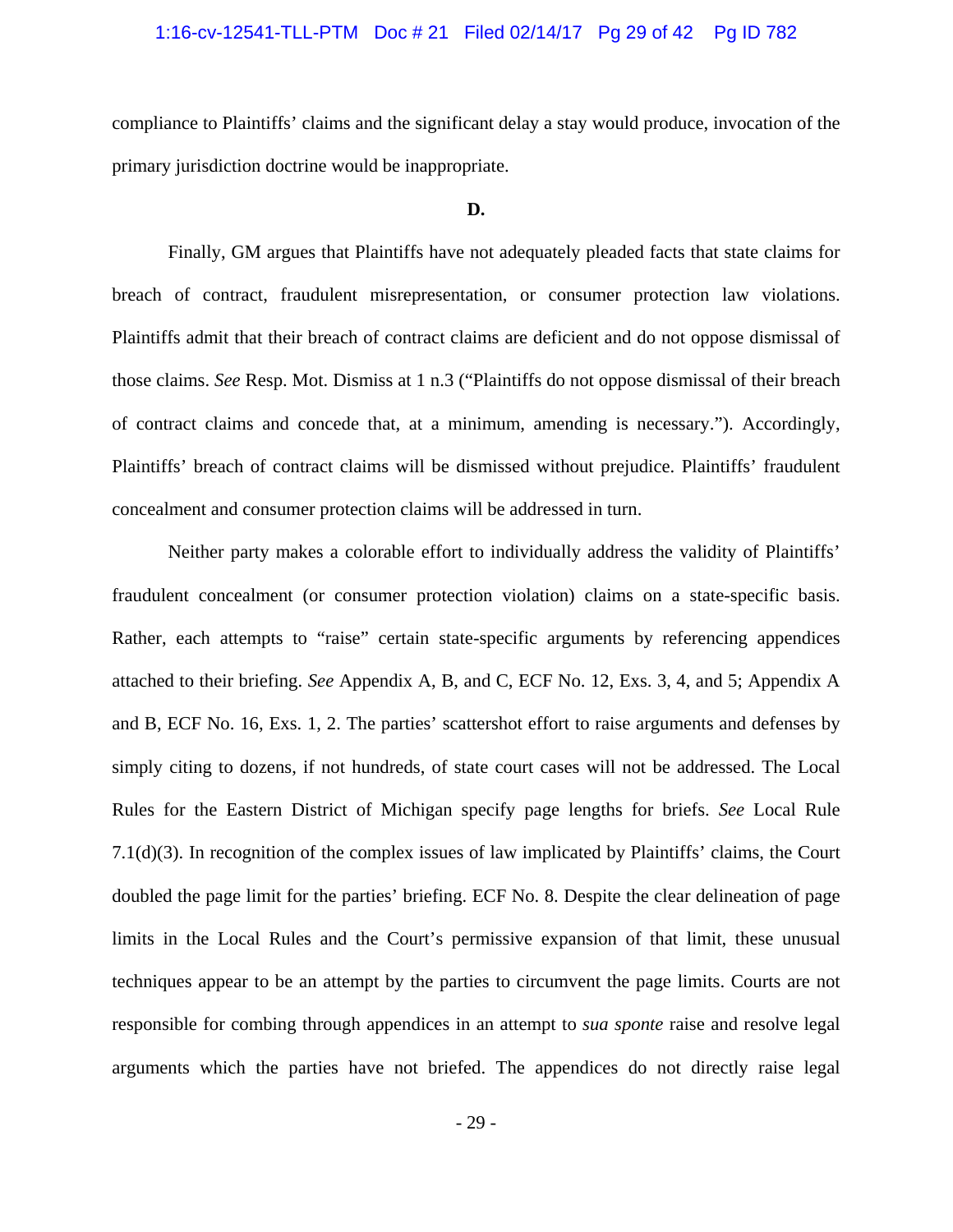compliance to Plaintiffs' claims and the significant delay a stay would produce, invocation of the primary jurisdiction doctrine would be inappropriate.

**D.**

Finally, GM argues that Plaintiffs have not adequately pleaded facts that state claims for breach of contract, fraudulent misrepresentation, or consumer protection law violations. Plaintiffs admit that their breach of contract claims are deficient and do not oppose dismissal of those claims. *See* Resp. Mot. Dismiss at 1 n.3 ("Plaintiffs do not oppose dismissal of their breach of contract claims and concede that, at a minimum, amending is necessary."). Accordingly, Plaintiffs' breach of contract claims will be dismissed without prejudice. Plaintiffs' fraudulent concealment and consumer protection claims will be addressed in turn.

Neither party makes a colorable effort to individually address the validity of Plaintiffs' fraudulent concealment (or consumer protection violation) claims on a state-specific basis. Rather, each attempts to "raise" certain state-specific arguments by referencing appendices attached to their briefing. *See* Appendix A, B, and C, ECF No. 12, Exs. 3, 4, and 5; Appendix A and B, ECF No. 16, Exs. 1, 2. The parties' scattershot effort to raise arguments and defenses by simply citing to dozens, if not hundreds, of state court cases will not be addressed. The Local Rules for the Eastern District of Michigan specify page lengths for briefs. *See* Local Rule 7.1(d)(3). In recognition of the complex issues of law implicated by Plaintiffs' claims, the Court doubled the page limit for the parties' briefing. ECF No. 8. Despite the clear delineation of page limits in the Local Rules and the Court's permissive expansion of that limit, these unusual techniques appear to be an attempt by the parties to circumvent the page limits. Courts are not responsible for combing through appendices in an attempt to *sua sponte* raise and resolve legal arguments which the parties have not briefed. The appendices do not directly raise legal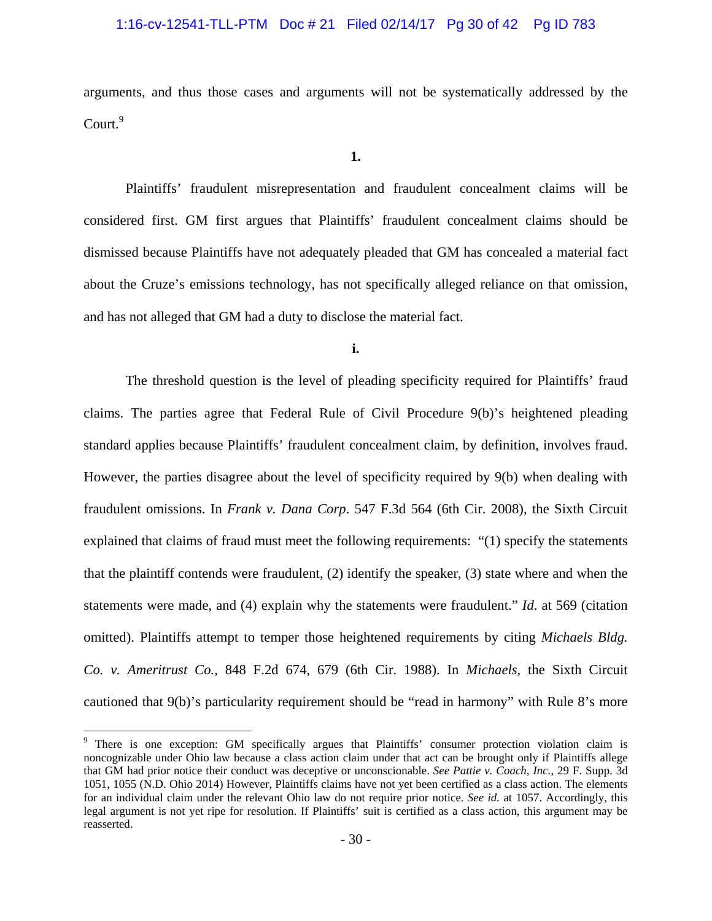arguments, and thus those cases and arguments will not be systematically addressed by the Court.[9]

**1.**

Plaintiffs' fraudulent misrepresentation and fraudulent concealment claims will be considered first. GM first argues that Plaintiffs' fraudulent concealment claims should be dismissed because Plaintiffs have not adequately pleaded that GM has concealed a material fact about the Cruze's emissions technology, has not specifically alleged reliance on that omission, and has not alleged that GM had a duty to disclose the material fact.

**i.**

The threshold question is the level of pleading specificity required for Plaintiffs' fraud claims. The parties agree that Federal Rule of Civil Procedure 9(b)'s heightened pleading standard applies because Plaintiffs' fraudulent concealment claim, by definition, involves fraud. However, the parties disagree about the level of specificity required by 9(b) when dealing with fraudulent omissions. In *Frank v. Dana Corp*. 547 F.3d 564 (6th Cir. 2008), the Sixth Circuit explained that claims of fraud must meet the following requirements: "(1) specify the statements that the plaintiff contends were fraudulent, (2) identify the speaker, (3) state where and when the statements were made, and (4) explain why the statements were fraudulent." *Id*. at 569 (citation omitted). Plaintiffs attempt to temper those heightened requirements by citing *Michaels Bldg. Co. v. Ameritrust Co.*, 848 F.2d 674, 679 (6th Cir. 1988). In *Michaels*, the Sixth Circuit cautioned that 9(b)'s particularity requirement should be "read in harmony" with Rule 8's more

[9] There is one exception: GM specifically argues that Plaintiffs' consumer protection violation claim is noncognizable under Ohio law because a class action claim under that act can be brought only if Plaintiffs allege that GM had prior notice their conduct was deceptive or unconscionable. *See Pattie v. Coach, Inc.*, 29 F. Supp. 3d 1051, 1055 (N.D. Ohio 2014) However, Plaintiffs claims have not yet been certified as a class action. The elements for an individual claim under the relevant Ohio law do not require prior notice. *See id.* at 1057. Accordingly, this legal argument is not yet ripe for resolution. If Plaintiffs' suit is certified as a class action, this argument may be reasserted.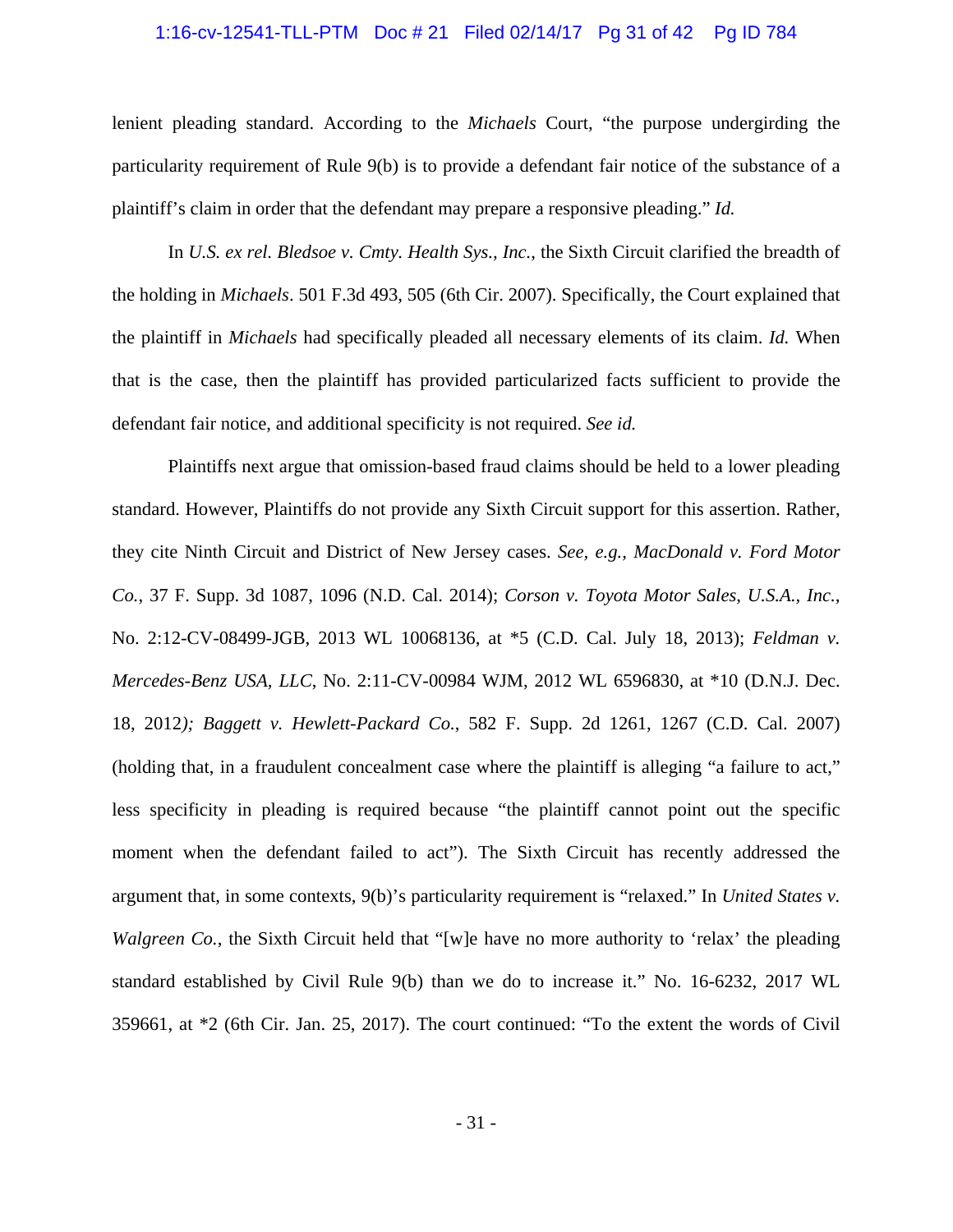lenient pleading standard. According to the *Michaels* Court, "the purpose undergirding the particularity requirement of Rule 9(b) is to provide a defendant fair notice of the substance of a plaintiff's claim in order that the defendant may prepare a responsive pleading." *Id.*

In *U.S. ex rel. Bledsoe v. Cmty. Health Sys., Inc.*, the Sixth Circuit clarified the breadth of the holding in *Michaels*. 501 F.3d 493, 505 (6th Cir. 2007). Specifically, the Court explained that the plaintiff in *Michaels* had specifically pleaded all necessary elements of its claim. *Id.* When that is the case, then the plaintiff has provided particularized facts sufficient to provide the defendant fair notice, and additional specificity is not required. *See id.*

Plaintiffs next argue that omission-based fraud claims should be held to a lower pleading standard. However, Plaintiffs do not provide any Sixth Circuit support for this assertion. Rather, they cite Ninth Circuit and District of New Jersey cases. *See, e.g., MacDonald v. Ford Motor Co.*, 37 F. Supp. 3d 1087, 1096 (N.D. Cal. 2014); *Corson v. Toyota Motor Sales, U.S.A., Inc.*, No. 2:12-CV-08499-JGB, 2013 WL 10068136, at *5 (C.D. Cal. July 18, 2013); *Feldman v. Mercedes-Benz USA, LLC*, No. 2:11-CV-00984 WJM, 2012 WL 6596830, at *10 (D.N.J. Dec. 18, 2012); *Baggett v. Hewlett-Packard Co.*, 582 F. Supp. 2d 1261, 1267 (C.D. Cal. 2007) (holding that, in a fraudulent concealment case where the plaintiff is alleging "a failure to act," less specificity in pleading is required because "the plaintiff cannot point out the specific moment when the defendant failed to act"). The Sixth Circuit has recently addressed the argument that, in some contexts, 9(b)'s particularity requirement is "relaxed." In *United States v. Walgreen Co.*, the Sixth Circuit held that "[w]e have no more authority to 'relax' the pleading standard established by Civil Rule 9(b) than we do to increase it." No. 16-6232, 2017 WL 359661, at *2 (6th Cir. Jan. 25, 2017). The court continued: "To the extent the words of Civil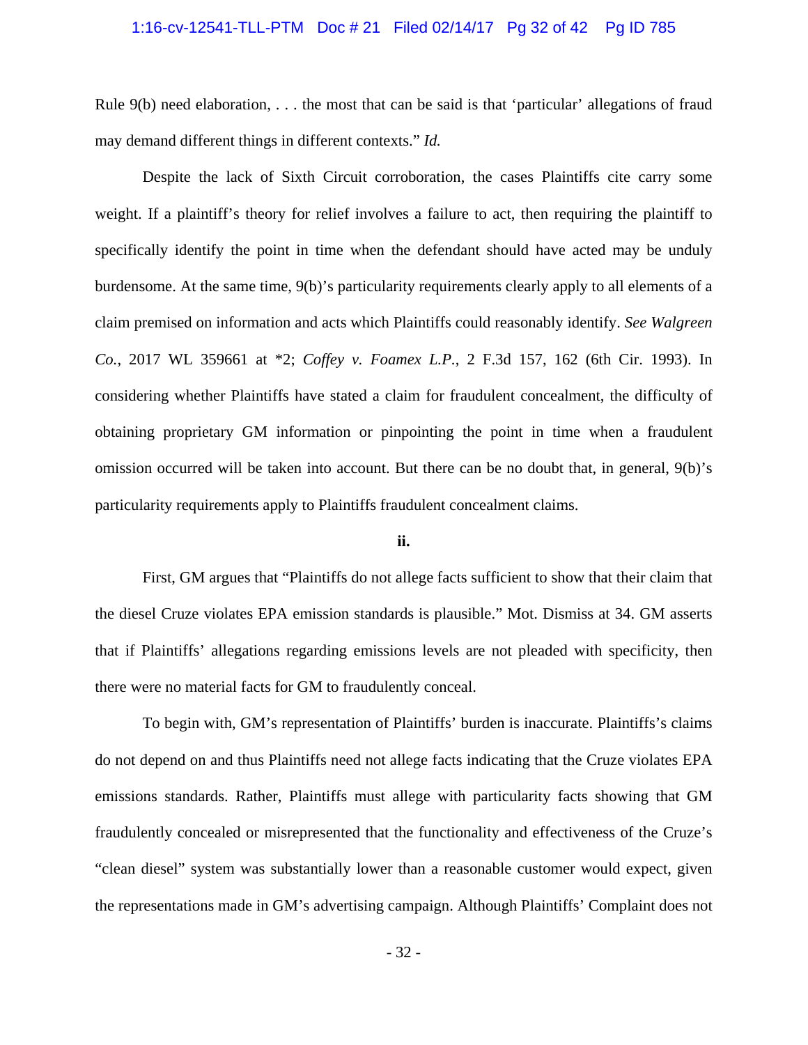Rule 9(b) need elaboration, . . . the most that can be said is that 'particular' allegations of fraud may demand different things in different contexts." *Id.*

Despite the lack of Sixth Circuit corroboration, the cases Plaintiffs cite carry some weight. If a plaintiff's theory for relief involves a failure to act, then requiring the plaintiff to specifically identify the point in time when the defendant should have acted may be unduly burdensome. At the same time, 9(b)'s particularity requirements clearly apply to all elements of a claim premised on information and acts which Plaintiffs could reasonably identify. *See Walgreen Co.*, 2017 WL 359661 at *2; *Coffey v. Foamex L.P.*, 2 F.3d 157, 162 (6th Cir. 1993). In considering whether Plaintiffs have stated a claim for fraudulent concealment, the difficulty of obtaining proprietary GM information or pinpointing the point in time when a fraudulent omission occurred will be taken into account. But there can be no doubt that, in general, 9(b)'s particularity requirements apply to Plaintiffs fraudulent concealment claims.

**ii.**

First, GM argues that "Plaintiffs do not allege facts sufficient to show that their claim that the diesel Cruze violates EPA emission standards is plausible." Mot. Dismiss at 34. GM asserts that if Plaintiffs' allegations regarding emissions levels are not pleaded with specificity, then there were no material facts for GM to fraudulently conceal.

To begin with, GM's representation of Plaintiffs' burden is inaccurate. Plaintiffs's claims do not depend on and thus Plaintiffs need not allege facts indicating that the Cruze violates EPA emissions standards. Rather, Plaintiffs must allege with particularity facts showing that GM fraudulently concealed or misrepresented that the functionality and effectiveness of the Cruze's "clean diesel" system was substantially lower than a reasonable customer would expect, given the representations made in GM's advertising campaign. Although Plaintiffs' Complaint does not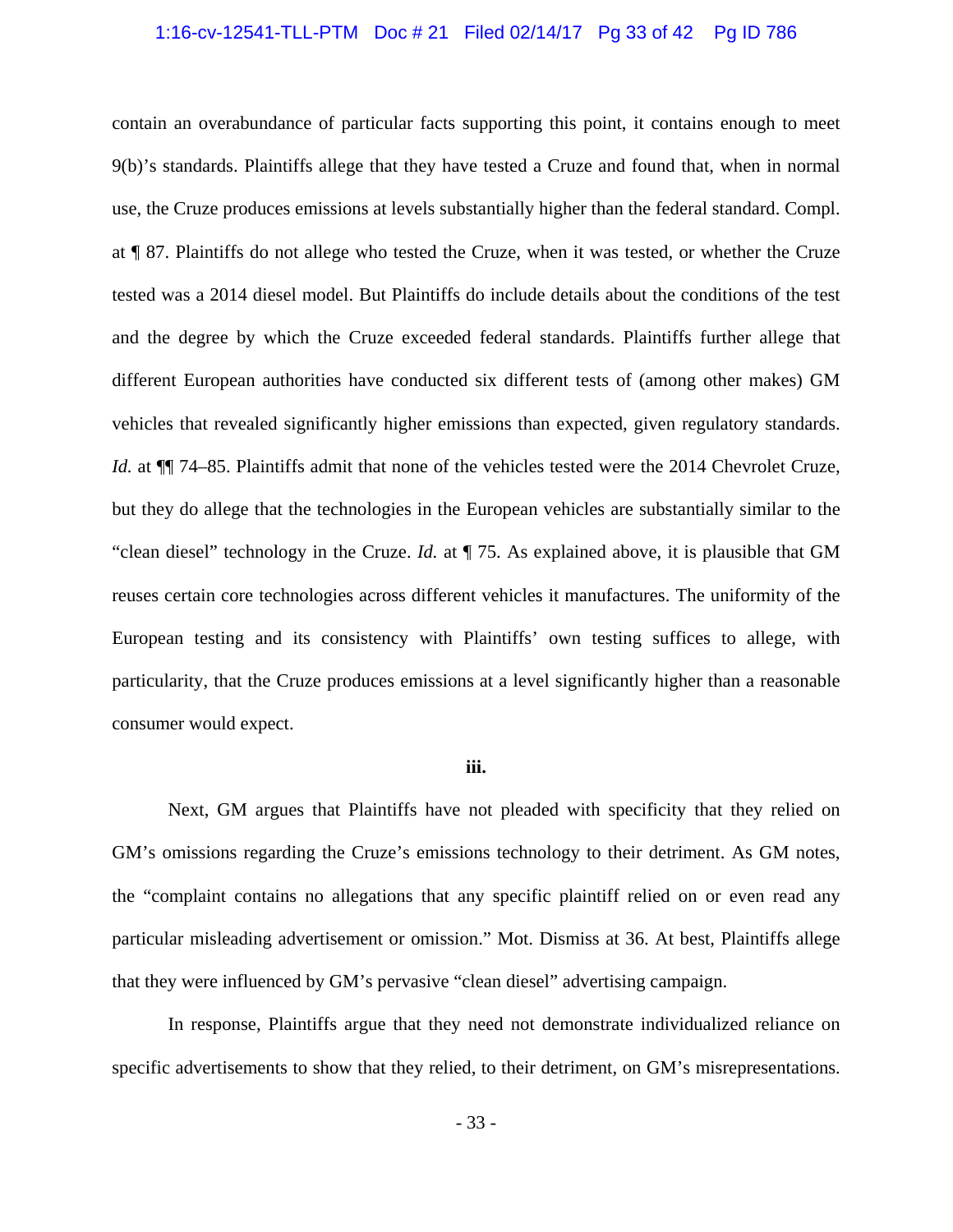contain an overabundance of particular facts supporting this point, it contains enough to meet 9(b)'s standards. Plaintiffs allege that they have tested a Cruze and found that, when in normal use, the Cruze produces emissions at levels substantially higher than the federal standard. Compl. at ¶ 87. Plaintiffs do not allege who tested the Cruze, when it was tested, or whether the Cruze tested was a 2014 diesel model. But Plaintiffs do include details about the conditions of the test and the degree by which the Cruze exceeded federal standards. Plaintiffs further allege that different European authorities have conducted six different tests of (among other makes) GM vehicles that revealed significantly higher emissions than expected, given regulatory standards. *Id.* at ¶¶ 74–85. Plaintiffs admit that none of the vehicles tested were the 2014 Chevrolet Cruze, but they do allege that the technologies in the European vehicles are substantially similar to the "clean diesel" technology in the Cruze. *Id.* at ¶ 75. As explained above, it is plausible that GM reuses certain core technologies across different vehicles it manufactures. The uniformity of the European testing and its consistency with Plaintiffs' own testing suffices to allege, with particularity, that the Cruze produces emissions at a level significantly higher than a reasonable consumer would expect.

**iii.**

Next, GM argues that Plaintiffs have not pleaded with specificity that they relied on GM's omissions regarding the Cruze's emissions technology to their detriment. As GM notes, the "complaint contains no allegations that any specific plaintiff relied on or even read any particular misleading advertisement or omission." Mot. Dismiss at 36. At best, Plaintiffs allege that they were influenced by GM's pervasive "clean diesel" advertising campaign.

In response, Plaintiffs argue that they need not demonstrate individualized reliance on specific advertisements to show that they relied, to their detriment, on GM's misrepresentations.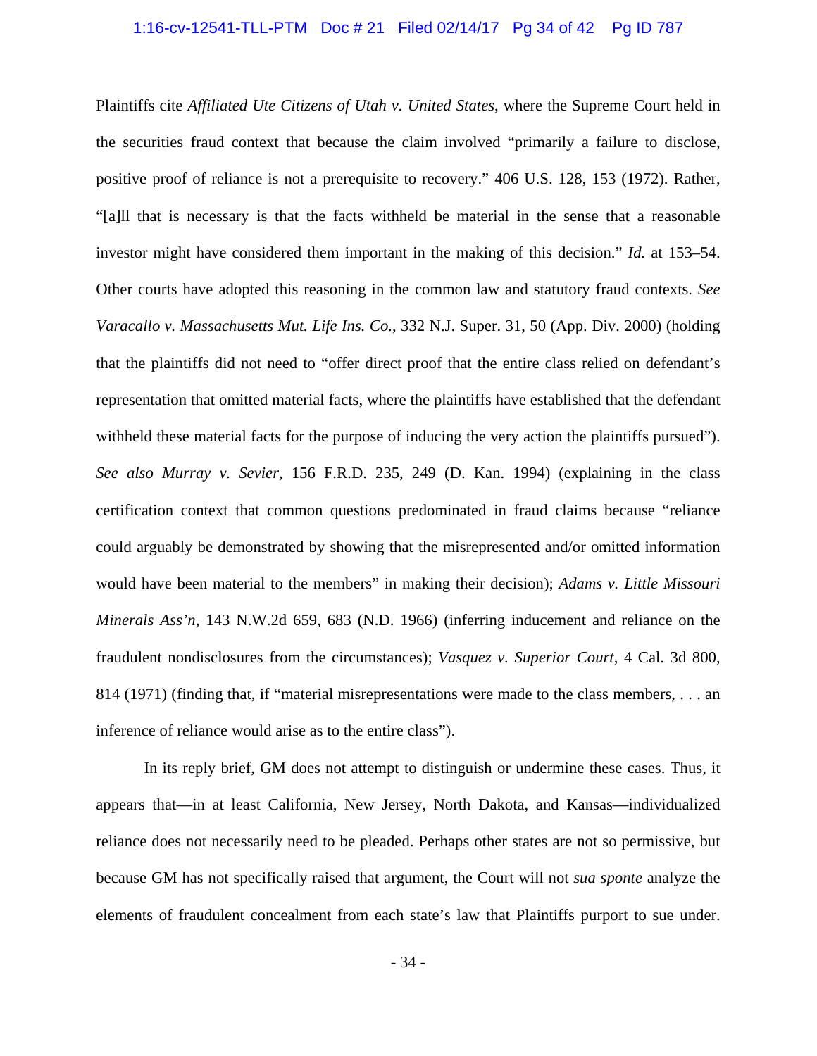Plaintiffs cite *Affiliated Ute Citizens of Utah v. United States*, where the Supreme Court held in the securities fraud context that because the claim involved "primarily a failure to disclose, positive proof of reliance is not a prerequisite to recovery." 406 U.S. 128, 153 (1972). Rather, "[a]ll that is necessary is that the facts withheld be material in the sense that a reasonable investor might have considered them important in the making of this decision." *Id.* at 153–54. Other courts have adopted this reasoning in the common law and statutory fraud contexts. *See Varacallo v. Massachusetts Mut. Life Ins. Co.*, 332 N.J. Super. 31, 50 (App. Div. 2000) (holding that the plaintiffs did not need to "offer direct proof that the entire class relied on defendant's representation that omitted material facts, where the plaintiffs have established that the defendant withheld these material facts for the purpose of inducing the very action the plaintiffs pursued"). *See also Murray v. Sevier*, 156 F.R.D. 235, 249 (D. Kan. 1994) (explaining in the class certification context that common questions predominated in fraud claims because "reliance could arguably be demonstrated by showing that the misrepresented and/or omitted information would have been material to the members" in making their decision); *Adams v. Little Missouri Minerals Ass'n*, 143 N.W.2d 659, 683 (N.D. 1966) (inferring inducement and reliance on the fraudulent nondisclosures from the circumstances); *Vasquez v. Superior Court*, 4 Cal. 3d 800, 814 (1971) (finding that, if "material misrepresentations were made to the class members, . . . an inference of reliance would arise as to the entire class").

In its reply brief, GM does not attempt to distinguish or undermine these cases. Thus, it appears that—in at least California, New Jersey, North Dakota, and Kansas—individualized reliance does not necessarily need to be pleaded. Perhaps other states are not so permissive, but because GM has not specifically raised that argument, the Court will not *sua sponte* analyze the elements of fraudulent concealment from each state's law that Plaintiffs purport to sue under.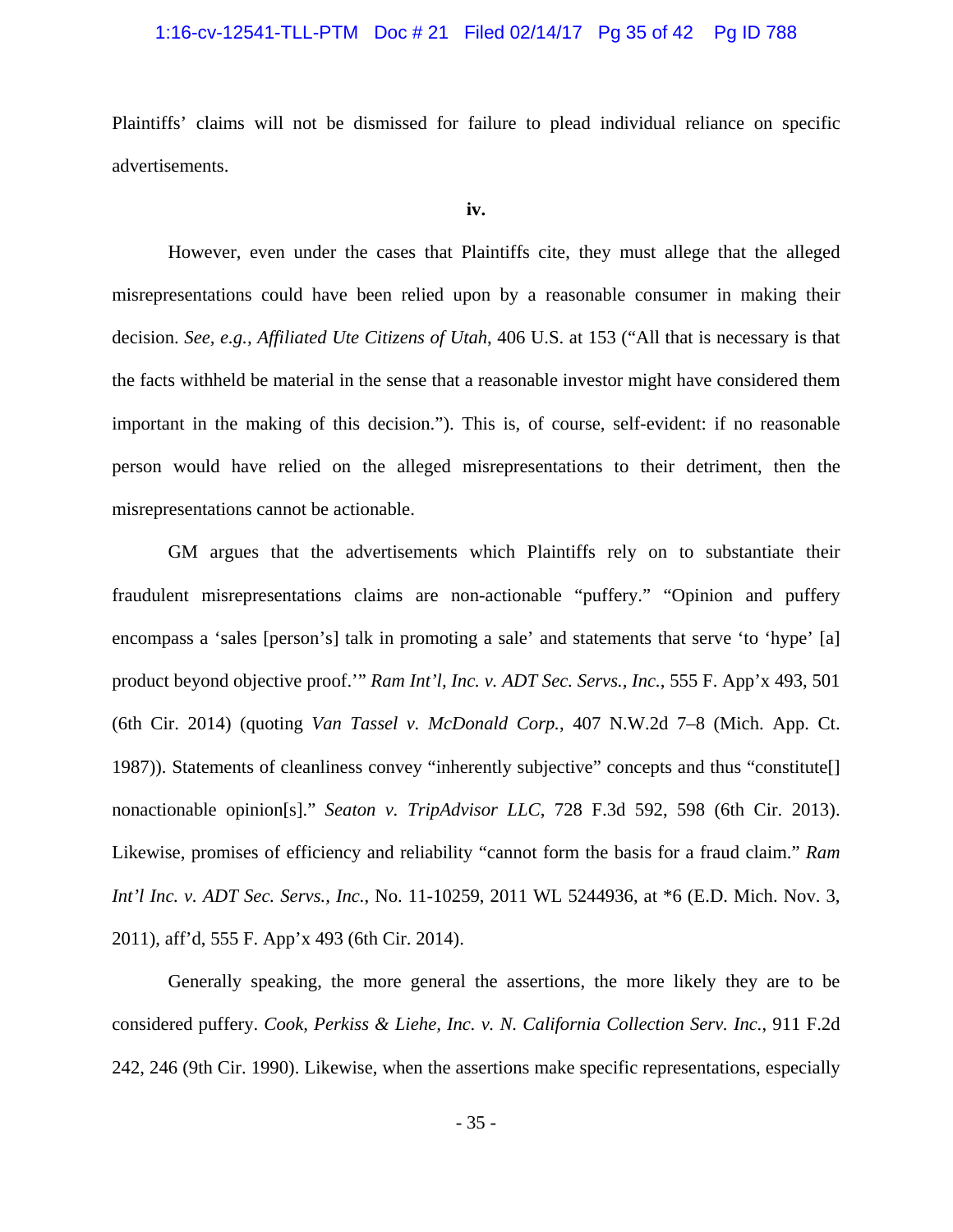Plaintiffs' claims will not be dismissed for failure to plead individual reliance on specific advertisements.

**iv.**

However, even under the cases that Plaintiffs cite, they must allege that the alleged misrepresentations could have been relied upon by a reasonable consumer in making their decision. *See, e.g.*, *Affiliated Ute Citizens of Utah*, 406 U.S. at 153 ("All that is necessary is that the facts withheld be material in the sense that a reasonable investor might have considered them important in the making of this decision."). This is, of course, self-evident: if no reasonable person would have relied on the alleged misrepresentations to their detriment, then the misrepresentations cannot be actionable.

GM argues that the advertisements which Plaintiffs rely on to substantiate their fraudulent misrepresentations claims are non-actionable "puffery." "Opinion and puffery encompass a 'sales [person's] talk in promoting a sale' and statements that serve 'to 'hype' [a] product beyond objective proof.'" *Ram Int'l, Inc. v. ADT Sec. Servs., Inc.*, 555 F. App'x 493, 501 (6th Cir. 2014) (quoting *Van Tassel v. McDonald Corp.*, 407 N.W.2d 7–8 (Mich. App. Ct. 1987)). Statements of cleanliness convey "inherently subjective" concepts and thus "constitute[] nonactionable opinion[s]." *Seaton v. TripAdvisor LLC*, 728 F.3d 592, 598 (6th Cir. 2013). Likewise, promises of efficiency and reliability "cannot form the basis for a fraud claim." *Ram Int'l Inc. v. ADT Sec. Servs., Inc.*, No. 11-10259, 2011 WL 5244936, at *6 (E.D. Mich. Nov. 3, 2011), aff'd, 555 F. App'x 493 (6th Cir. 2014).

Generally speaking, the more general the assertions, the more likely they are to be considered puffery. *Cook, Perkiss & Liehe, Inc. v. N. California Collection Serv. Inc.*, 911 F.2d 242, 246 (9th Cir. 1990). Likewise, when the assertions make specific representations, especially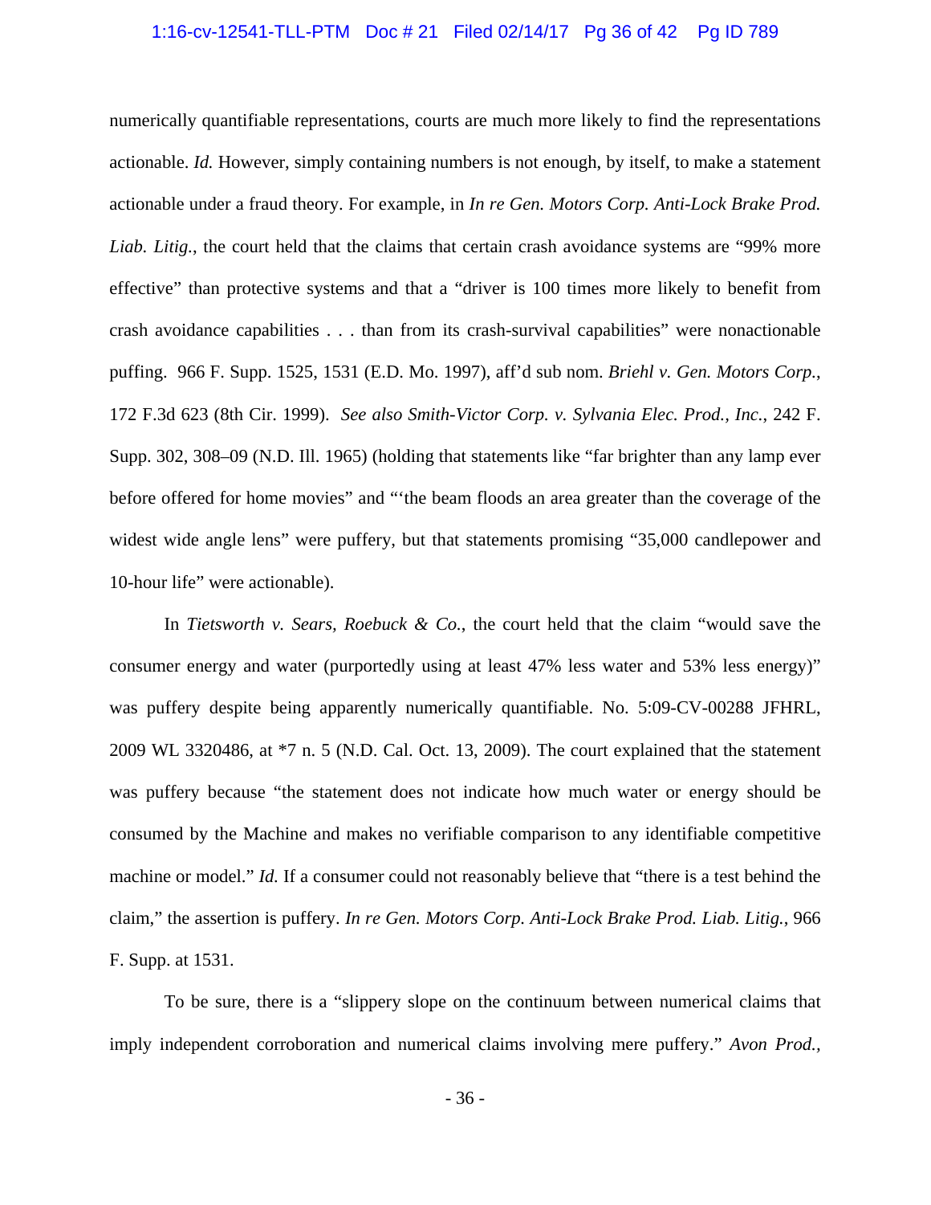numerically quantifiable representations, courts are much more likely to find the representations actionable. *Id.* However, simply containing numbers is not enough, by itself, to make a statement actionable under a fraud theory. For example, in *In re Gen. Motors Corp. Anti-Lock Brake Prod. Liab. Litig.*, the court held that the claims that certain crash avoidance systems are "99% more effective" than protective systems and that a "driver is 100 times more likely to benefit from crash avoidance capabilities . . . than from its crash-survival capabilities" were nonactionable puffing. 966 F. Supp. 1525, 1531 (E.D. Mo. 1997), aff'd sub nom. *Briehl v. Gen. Motors Corp.*, 172 F.3d 623 (8th Cir. 1999). *See also Smith-Victor Corp. v. Sylvania Elec. Prod., Inc.*, 242 F. Supp. 302, 308–09 (N.D. Ill. 1965) (holding that statements like "far brighter than any lamp ever before offered for home movies" and "'the beam floods an area greater than the coverage of the widest wide angle lens" were puffery, but that statements promising "35,000 candlepower and 10-hour life" were actionable).

In *Tietsworth v. Sears, Roebuck & Co.*, the court held that the claim "would save the consumer energy and water (purportedly using at least 47% less water and 53% less energy)" was puffery despite being apparently numerically quantifiable. No. 5:09-CV-00288 JFHRL, 2009 WL 3320486, at *7 n. 5 (N.D. Cal. Oct. 13, 2009). The court explained that the statement was puffery because "the statement does not indicate how much water or energy should be consumed by the Machine and makes no verifiable comparison to any identifiable competitive machine or model." *Id.* If a consumer could not reasonably believe that "there is a test behind the claim," the assertion is puffery. *In re Gen. Motors Corp. Anti-Lock Brake Prod. Liab. Litig.*, 966 F. Supp. at 1531.

To be sure, there is a "slippery slope on the continuum between numerical claims that imply independent corroboration and numerical claims involving mere puffery." *Avon Prod.*,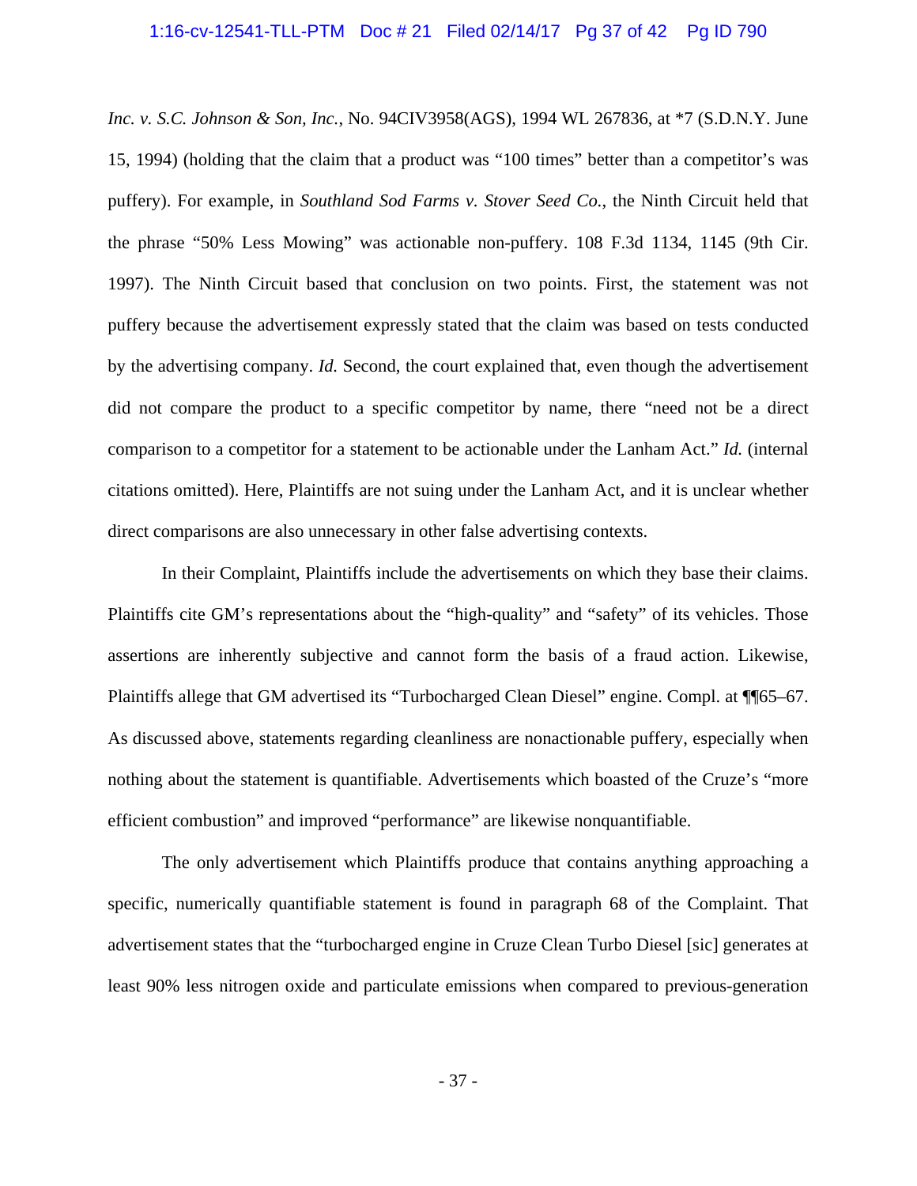*Inc. v. S.C. Johnson & Son, Inc.*, No. 94CIV3958(AGS), 1994 WL 267836, at *7 (S.D.N.Y. June 15, 1994) (holding that the claim that a product was "100 times" better than a competitor's was puffery). For example, in *Southland Sod Farms v. Stover Seed Co.*, the Ninth Circuit held that the phrase "50% Less Mowing" was actionable non-puffery. 108 F.3d 1134, 1145 (9th Cir. 1997). The Ninth Circuit based that conclusion on two points. First, the statement was not puffery because the advertisement expressly stated that the claim was based on tests conducted by the advertising company. *Id.* Second, the court explained that, even though the advertisement did not compare the product to a specific competitor by name, there "need not be a direct comparison to a competitor for a statement to be actionable under the Lanham Act." *Id.* (internal citations omitted). Here, Plaintiffs are not suing under the Lanham Act, and it is unclear whether direct comparisons are also unnecessary in other false advertising contexts.

In their Complaint, Plaintiffs include the advertisements on which they base their claims. Plaintiffs cite GM's representations about the "high-quality" and "safety" of its vehicles. Those assertions are inherently subjective and cannot form the basis of a fraud action. Likewise, Plaintiffs allege that GM advertised its "Turbocharged Clean Diesel" engine. Compl. at ¶¶65–67. As discussed above, statements regarding cleanliness are nonactionable puffery, especially when nothing about the statement is quantifiable. Advertisements which boasted of the Cruze's "more efficient combustion" and improved "performance" are likewise nonquantifiable.

The only advertisement which Plaintiffs produce that contains anything approaching a specific, numerically quantifiable statement is found in paragraph 68 of the Complaint. That advertisement states that the "turbocharged engine in Cruze Clean Turbo Diesel [sic] generates at least 90% less nitrogen oxide and particulate emissions when compared to previous-generation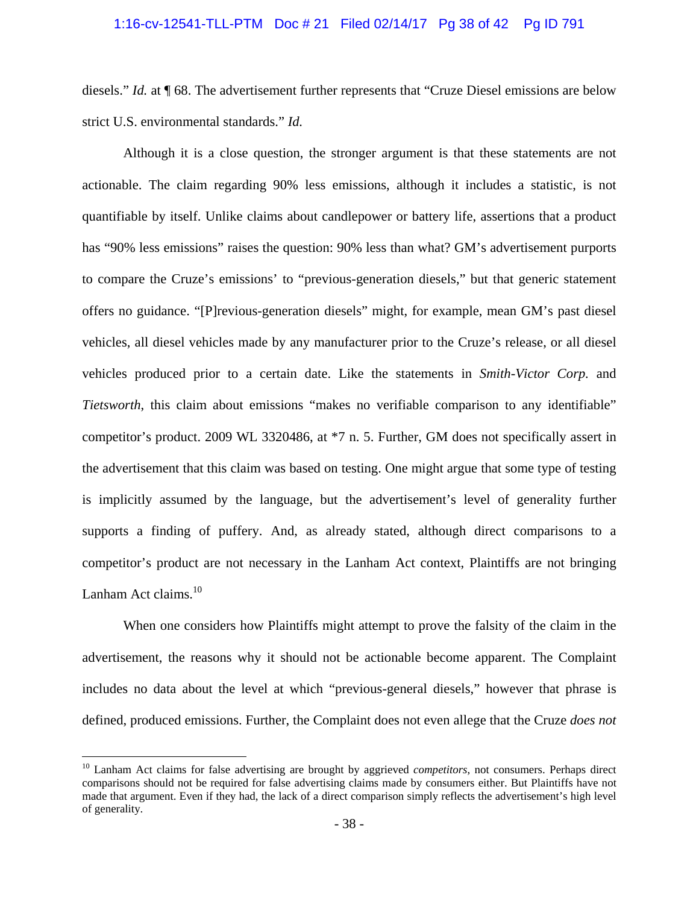diesels." *Id.* at ¶ 68. The advertisement further represents that "Cruze Diesel emissions are below strict U.S. environmental standards." *Id.*

Although it is a close question, the stronger argument is that these statements are not actionable. The claim regarding 90% less emissions, although it includes a statistic, is not quantifiable by itself. Unlike claims about candlepower or battery life, assertions that a product has "90% less emissions" raises the question: 90% less than what? GM's advertisement purports to compare the Cruze's emissions' to "previous-generation diesels," but that generic statement offers no guidance. "[P]revious-generation diesels" might, for example, mean GM's past diesel vehicles, all diesel vehicles made by any manufacturer prior to the Cruze's release, or all diesel vehicles produced prior to a certain date. Like the statements in *Smith-Victor Corp.* and *Tietsworth*, this claim about emissions "makes no verifiable comparison to any identifiable" competitor's product. 2009 WL 3320486, at *7 n. 5. Further, GM does not specifically assert in the advertisement that this claim was based on testing. One might argue that some type of testing is implicitly assumed by the language, but the advertisement's level of generality further supports a finding of puffery. And, as already stated, although direct comparisons to a competitor's product are not necessary in the Lanham Act context, Plaintiffs are not bringing Lanham Act claims.[10]

When one considers how Plaintiffs might attempt to prove the falsity of the claim in the advertisement, the reasons why it should not be actionable become apparent. The Complaint includes no data about the level at which "previous-general diesels," however that phrase is defined, produced emissions. Further, the Complaint does not even allege that the Cruze *does not*

[10] Lanham Act claims for false advertising are brought by aggrieved *competitors*, not consumers. Perhaps direct comparisons should not be required for false advertising claims made by consumers either. But Plaintiffs have not made that argument. Even if they had, the lack of a direct comparison simply reflects the advertisement's high level of generality.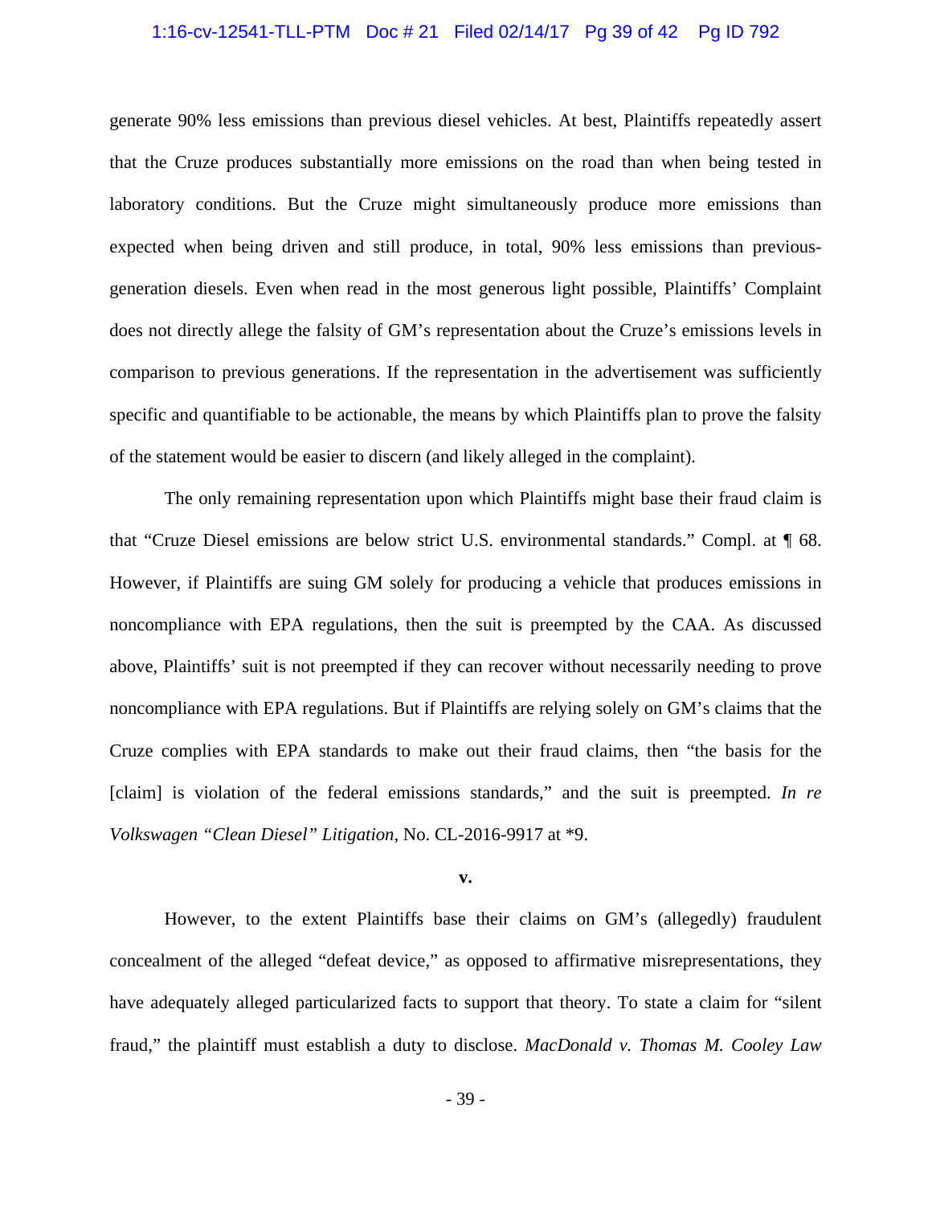generate 90% less emissions than previous diesel vehicles. At best, Plaintiffs repeatedly assert that the Cruze produces substantially more emissions on the road than when being tested in laboratory conditions. But the Cruze might simultaneously produce more emissions than expected when being driven and still produce, in total, 90% less emissions than previous-generation diesels. Even when read in the most generous light possible, Plaintiffs' Complaint does not directly allege the falsity of GM's representation about the Cruze's emissions levels in comparison to previous generations. If the representation in the advertisement was sufficiently specific and quantifiable to be actionable, the means by which Plaintiffs plan to prove the falsity of the statement would be easier to discern (and likely alleged in the complaint).

The only remaining representation upon which Plaintiffs might base their fraud claim is that "Cruze Diesel emissions are below strict U.S. environmental standards." Compl. at ¶ 68. However, if Plaintiffs are suing GM solely for producing a vehicle that produces emissions in noncompliance with EPA regulations, then the suit is preempted by the CAA. As discussed above, Plaintiffs' suit is not preempted if they can recover without necessarily needing to prove noncompliance with EPA regulations. But if Plaintiffs are relying solely on GM's claims that the Cruze complies with EPA standards to make out their fraud claims, then "the basis for the [claim] is violation of the federal emissions standards," and the suit is preempted. *In re Volkswagen "Clean Diesel" Litigation*, No. CL-2016-9917 at *9.

**v.**

However, to the extent Plaintiffs base their claims on GM's (allegedly) fraudulent concealment of the alleged "defeat device," as opposed to affirmative misrepresentations, they have adequately alleged particularized facts to support that theory. To state a claim for "silent fraud," the plaintiff must establish a duty to disclose. *MacDonald v. Thomas M. Cooley Law*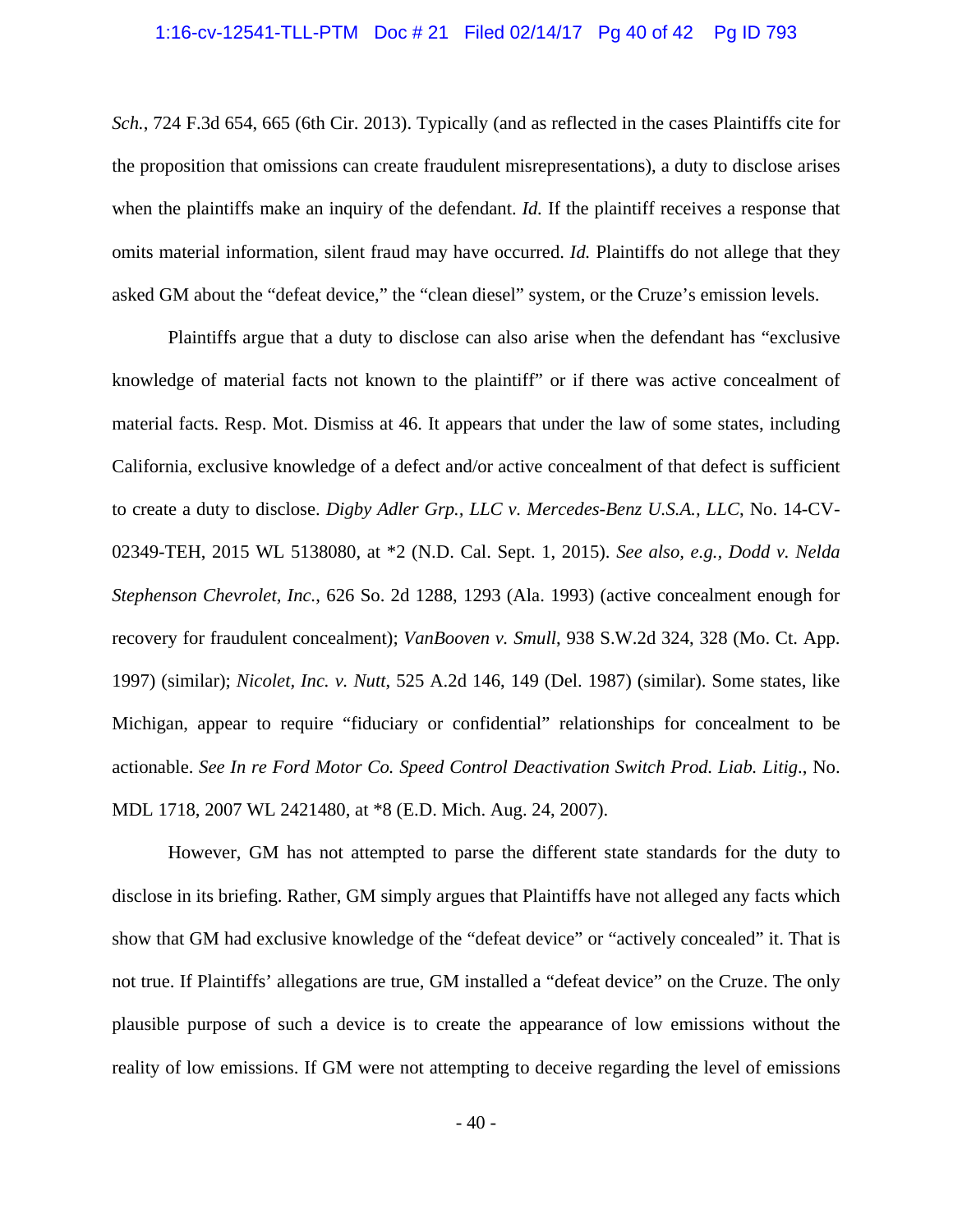*Sch.*, 724 F.3d 654, 665 (6th Cir. 2013). Typically (and as reflected in the cases Plaintiffs cite for the proposition that omissions can create fraudulent misrepresentations), a duty to disclose arises when the plaintiffs make an inquiry of the defendant. *Id.* If the plaintiff receives a response that omits material information, silent fraud may have occurred. *Id.* Plaintiffs do not allege that they asked GM about the "defeat device," the "clean diesel" system, or the Cruze's emission levels.

Plaintiffs argue that a duty to disclose can also arise when the defendant has "exclusive knowledge of material facts not known to the plaintiff" or if there was active concealment of material facts. Resp. Mot. Dismiss at 46. It appears that under the law of some states, including California, exclusive knowledge of a defect and/or active concealment of that defect is sufficient to create a duty to disclose. *Digby Adler Grp., LLC v. Mercedes-Benz U.S.A., LLC*, No. 14-CV-02349-TEH, 2015 WL 5138080, at *2 (N.D. Cal. Sept. 1, 2015). *See also, e.g.*, *Dodd v. Nelda Stephenson Chevrolet, Inc.*, 626 So. 2d 1288, 1293 (Ala. 1993) (active concealment enough for recovery for fraudulent concealment); *VanBooven v. Smull*, 938 S.W.2d 324, 328 (Mo. Ct. App. 1997) (similar); *Nicolet, Inc. v. Nutt*, 525 A.2d 146, 149 (Del. 1987) (similar). Some states, like Michigan, appear to require "fiduciary or confidential" relationships for concealment to be actionable. *See In re Ford Motor Co. Speed Control Deactivation Switch Prod. Liab. Litig.*, No. MDL 1718, 2007 WL 2421480, at *8 (E.D. Mich. Aug. 24, 2007).

However, GM has not attempted to parse the different state standards for the duty to disclose in its briefing. Rather, GM simply argues that Plaintiffs have not alleged any facts which show that GM had exclusive knowledge of the "defeat device" or "actively concealed" it. That is not true. If Plaintiffs' allegations are true, GM installed a "defeat device" on the Cruze. The only plausible purpose of such a device is to create the appearance of low emissions without the reality of low emissions. If GM were not attempting to deceive regarding the level of emissions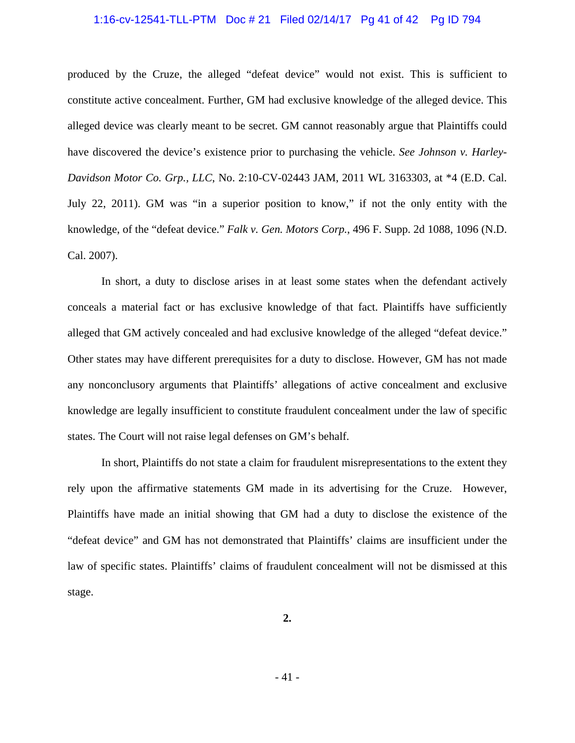produced by the Cruze, the alleged "defeat device" would not exist. This is sufficient to constitute active concealment. Further, GM had exclusive knowledge of the alleged device. This alleged device was clearly meant to be secret. GM cannot reasonably argue that Plaintiffs could have discovered the device's existence prior to purchasing the vehicle. *See Johnson v. Harley-Davidson Motor Co. Grp., LLC*, No. 2:10-CV-02443 JAM, 2011 WL 3163303, at *4 (E.D. Cal. July 22, 2011). GM was "in a superior position to know," if not the only entity with the knowledge, of the "defeat device." *Falk v. Gen. Motors Corp.*, 496 F. Supp. 2d 1088, 1096 (N.D. Cal. 2007).

In short, a duty to disclose arises in at least some states when the defendant actively conceals a material fact or has exclusive knowledge of that fact. Plaintiffs have sufficiently alleged that GM actively concealed and had exclusive knowledge of the alleged "defeat device." Other states may have different prerequisites for a duty to disclose. However, GM has not made any nonconclusory arguments that Plaintiffs' allegations of active concealment and exclusive knowledge are legally insufficient to constitute fraudulent concealment under the law of specific states. The Court will not raise legal defenses on GM's behalf.

In short, Plaintiffs do not state a claim for fraudulent misrepresentations to the extent they rely upon the affirmative statements GM made in its advertising for the Cruze. However, Plaintiffs have made an initial showing that GM had a duty to disclose the existence of the "defeat device" and GM has not demonstrated that Plaintiffs' claims are insufficient under the law of specific states. Plaintiffs' claims of fraudulent concealment will not be dismissed at this stage.

**2.**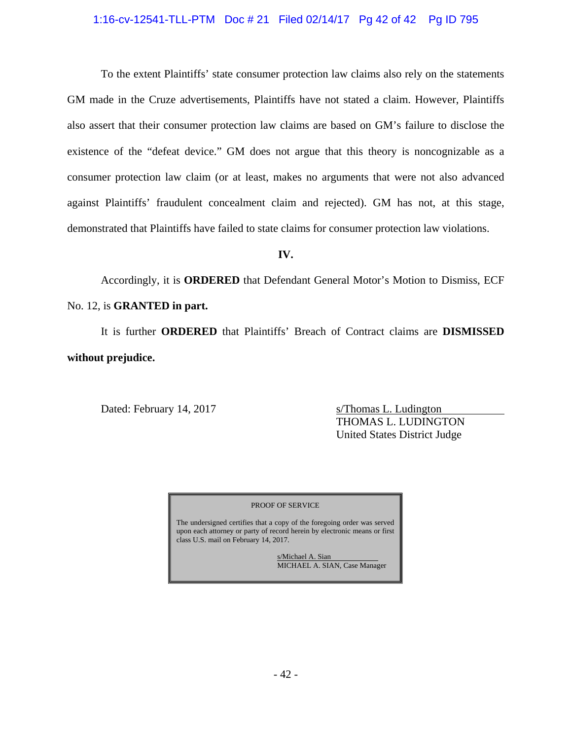To the extent Plaintiffs' state consumer protection law claims also rely on the statements GM made in the Cruze advertisements, Plaintiffs have not stated a claim. However, Plaintiffs also assert that their consumer protection law claims are based on GM's failure to disclose the existence of the "defeat device." GM does not argue that this theory is noncognizable as a consumer protection law claim (or at least, makes no arguments that were not also advanced against Plaintiffs' fraudulent concealment claim and rejected). GM has not, at this stage, demonstrated that Plaintiffs have failed to state claims for consumer protection law violations.

**IV.**

Accordingly, it is **ORDERED** that Defendant General Motor's Motion to Dismiss, ECF No. 12, is **GRANTED in part.**

It is further **ORDERED** that Plaintiffs' Breach of Contract claims are **DISMISSED without prejudice.**

Dated: February 14, 2017

s/Thomas L. Ludington
THOMAS L. LUDINGTON
United States District Judge

PROOF OF SERVICE

The undersigned certifies that a copy of the foregoing order was served upon each attorney or party of record herein by electronic means or first class U.S. mail on February 14, 2017.

s/Michael A. Sian
MICHAEL A. SIAN, Case Manager